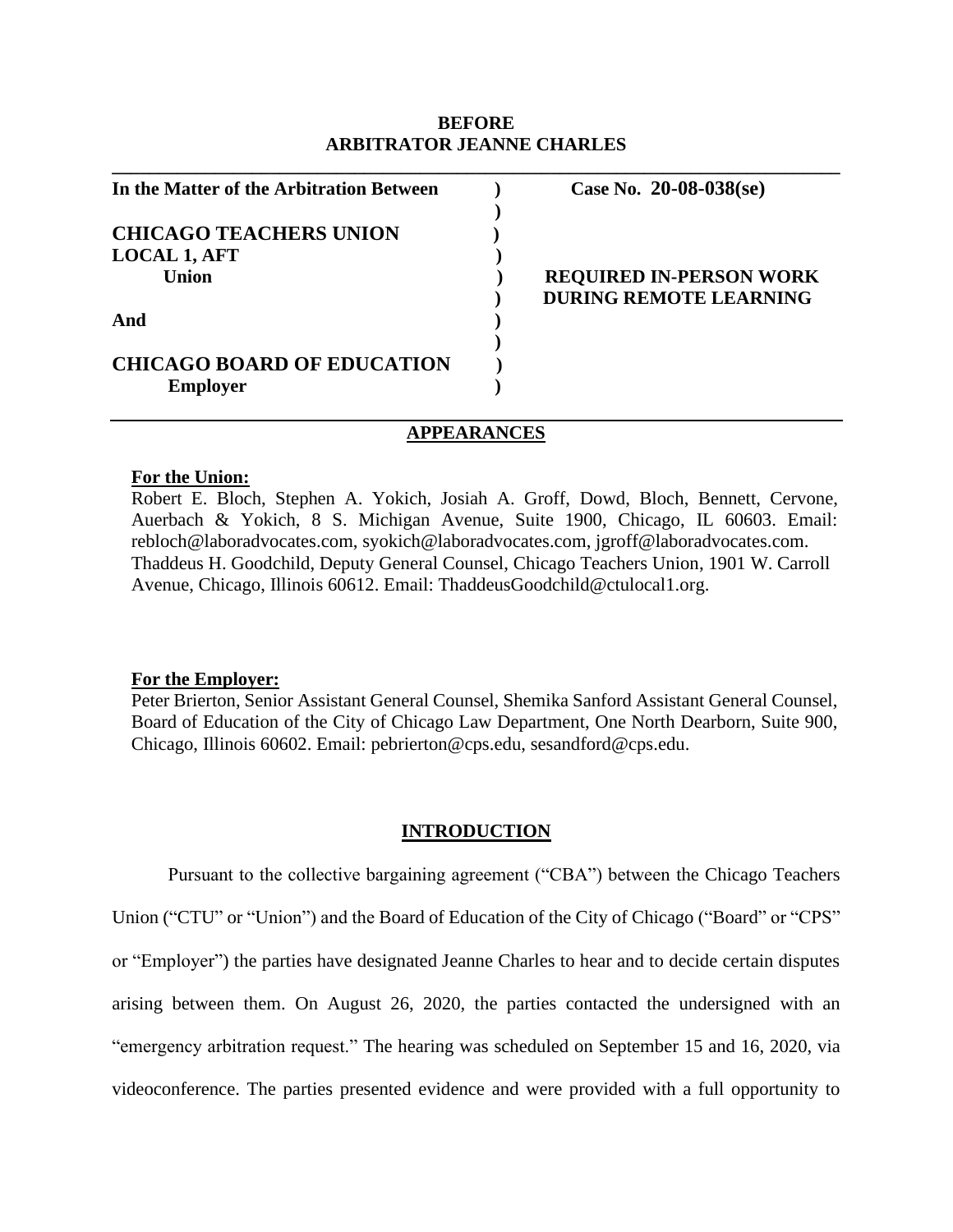**BEFORE**
**ARBITRATOR JEANNE CHARLES**

| | | |
|---|---|---|
| **In the Matter of the Arbitration Between** | ) | **Case No. 20-08-038(se)** |
| | ) | |
| **CHICAGO TEACHERS UNION** | ) | |
| **LOCAL 1, AFT** | ) | |
| **Union** | ) | **REQUIRED IN-PERSON WORK** |
| | ) | **DURING REMOTE LEARNING** |
| **And** | ) | |
| | ) | |
| **CHICAGO BOARD OF EDUCATION** | ) | |
| **Employer** | ) | |

## APPEARANCES

**For the Union:**
Robert E. Bloch, Stephen A. Yokich, Josiah A. Groff, Dowd, Bloch, Bennett, Cervone, Auerbach & Yokich, 8 S. Michigan Avenue, Suite 1900, Chicago, IL 60603. Email: rebloch@laboradvocates.com, syokich@laboradvocates.com, jgroff@laboradvocates.com. Thaddeus H. Goodchild, Deputy General Counsel, Chicago Teachers Union, 1901 W. Carroll Avenue, Chicago, Illinois 60612. Email: ThaddeusGoodchild@ctulocal1.org.

**For the Employer:**
Peter Brierton, Senior Assistant General Counsel, Shemika Sanford Assistant General Counsel, Board of Education of the City of Chicago Law Department, One North Dearborn, Suite 900, Chicago, Illinois 60602. Email: pebrierton@cps.edu, sesandford@cps.edu.

## INTRODUCTION

Pursuant to the collective bargaining agreement ("CBA") between the Chicago Teachers Union ("CTU" or "Union") and the Board of Education of the City of Chicago ("Board" or "CPS" or "Employer") the parties have designated Jeanne Charles to hear and to decide certain disputes arising between them. On August 26, 2020, the parties contacted the undersigned with an "emergency arbitration request." The hearing was scheduled on September 15 and 16, 2020, via videoconference. The parties presented evidence and were provided with a full opportunity to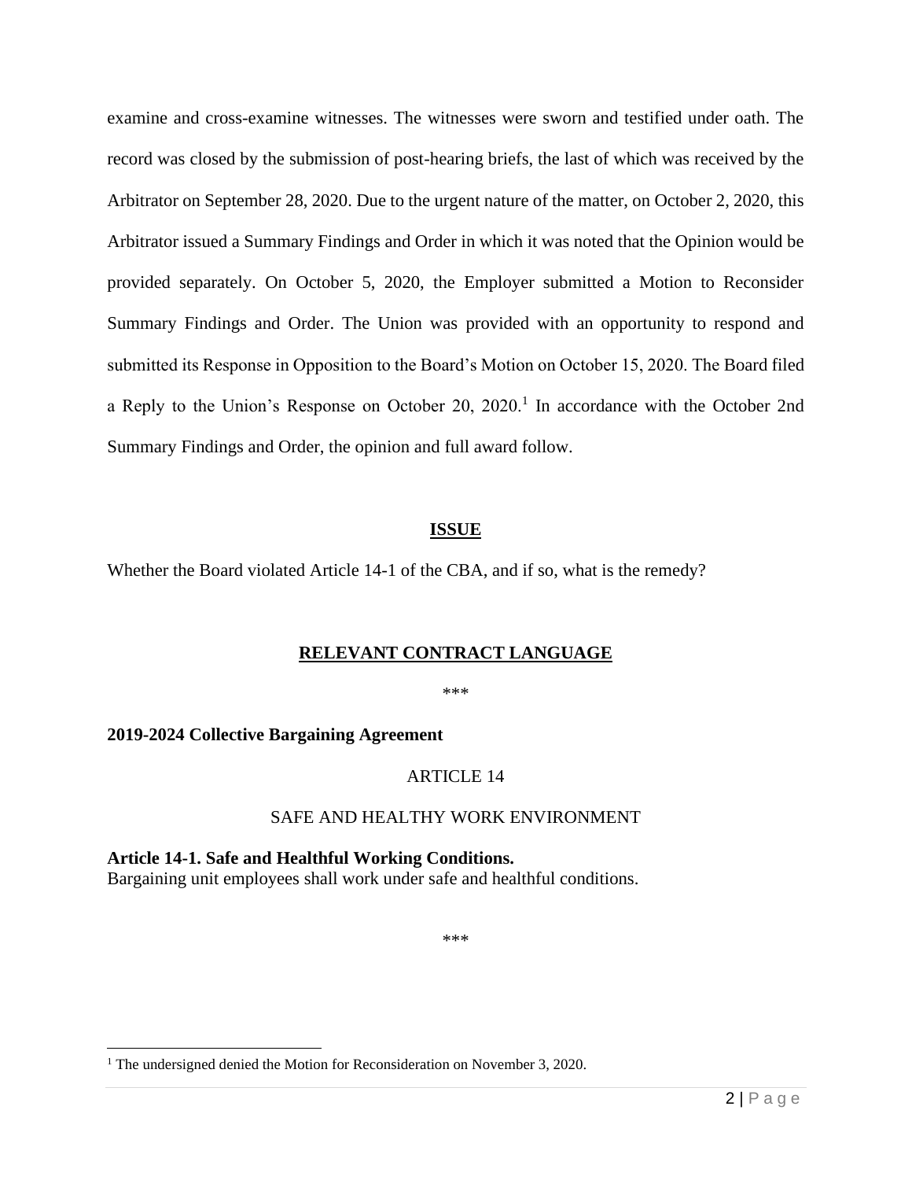examine and cross-examine witnesses. The witnesses were sworn and testified under oath. The record was closed by the submission of post-hearing briefs, the last of which was received by the Arbitrator on September 28, 2020. Due to the urgent nature of the matter, on October 2, 2020, this Arbitrator issued a Summary Findings and Order in which it was noted that the Opinion would be provided separately. On October 5, 2020, the Employer submitted a Motion to Reconsider Summary Findings and Order. The Union was provided with an opportunity to respond and submitted its Response in Opposition to the Board's Motion on October 15, 2020. The Board filed a Reply to the Union's Response on October 20, 2020.[1] In accordance with the October 2nd Summary Findings and Order, the opinion and full award follow.

## ISSUE

Whether the Board violated Article 14-1 of the CBA, and if so, what is the remedy?

## RELEVANT CONTRACT LANGUAGE

***

**2019-2024 Collective Bargaining Agreement**

ARTICLE 14

SAFE AND HEALTHY WORK ENVIRONMENT

**Article 14-1. Safe and Healthful Working Conditions.**
Bargaining unit employees shall work under safe and healthful conditions.

***

[1] The undersigned denied the Motion for Reconsideration on November 3, 2020.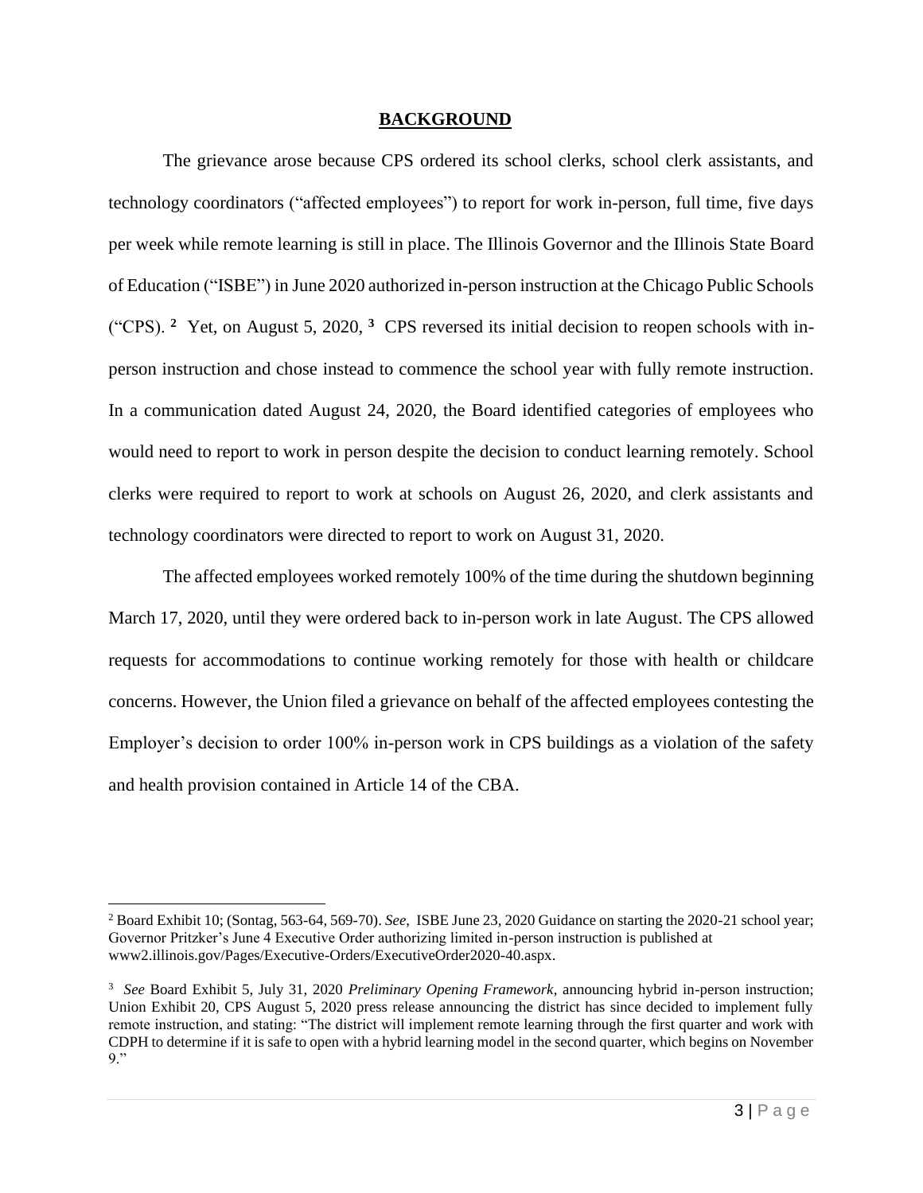## BACKGROUND

The grievance arose because CPS ordered its school clerks, school clerk assistants, and technology coordinators ("affected employees") to report for work in-person, full time, five days per week while remote learning is still in place. The Illinois Governor and the Illinois State Board of Education ("ISBE") in June 2020 authorized in-person instruction at the Chicago Public Schools ("CPS).[2] Yet, on August 5, 2020,[3] CPS reversed its initial decision to reopen schools with in-person instruction and chose instead to commence the school year with fully remote instruction. In a communication dated August 24, 2020, the Board identified categories of employees who would need to report to work in person despite the decision to conduct learning remotely. School clerks were required to report to work at schools on August 26, 2020, and clerk assistants and technology coordinators were directed to report to work on August 31, 2020.

The affected employees worked remotely 100% of the time during the shutdown beginning March 17, 2020, until they were ordered back to in-person work in late August. The CPS allowed requests for accommodations to continue working remotely for those with health or childcare concerns. However, the Union filed a grievance on behalf of the affected employees contesting the Employer's decision to order 100% in-person work in CPS buildings as a violation of the safety and health provision contained in Article 14 of the CBA.

---

[2] Board Exhibit 10; (Sontag, 563-64, 569-70). *See*, ISBE June 23, 2020 Guidance on starting the 2020-21 school year; Governor Pritzker's June 4 Executive Order authorizing limited in-person instruction is published at www2.illinois.gov/Pages/Executive-Orders/ExecutiveOrder2020-40.aspx.

[3] *See* Board Exhibit 5, July 31, 2020 *Preliminary Opening Framework*, announcing hybrid in-person instruction; Union Exhibit 20, CPS August 5, 2020 press release announcing the district has since decided to implement fully remote instruction, and stating: "The district will implement remote learning through the first quarter and work with CDPH to determine if it is safe to open with a hybrid learning model in the second quarter, which begins on November 9."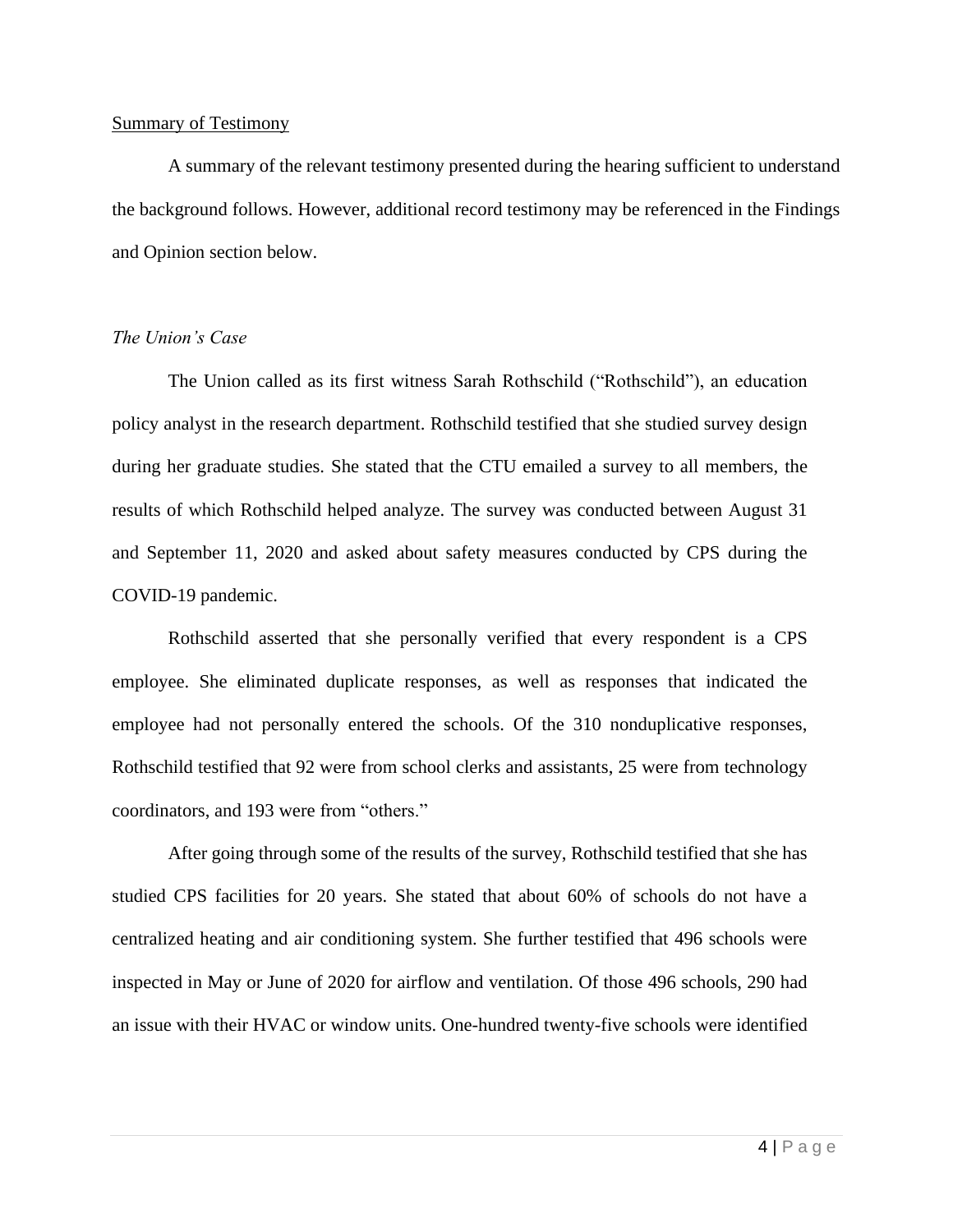Summary of Testimony

A summary of the relevant testimony presented during the hearing sufficient to understand the background follows. However, additional record testimony may be referenced in the Findings and Opinion section below.

*The Union's Case*

The Union called as its first witness Sarah Rothschild ("Rothschild"), an education policy analyst in the research department. Rothschild testified that she studied survey design during her graduate studies. She stated that the CTU emailed a survey to all members, the results of which Rothschild helped analyze. The survey was conducted between August 31 and September 11, 2020 and asked about safety measures conducted by CPS during the COVID-19 pandemic.

Rothschild asserted that she personally verified that every respondent is a CPS employee. She eliminated duplicate responses, as well as responses that indicated the employee had not personally entered the schools. Of the 310 nonduplicative responses, Rothschild testified that 92 were from school clerks and assistants, 25 were from technology coordinators, and 193 were from "others."

After going through some of the results of the survey, Rothschild testified that she has studied CPS facilities for 20 years. She stated that about 60% of schools do not have a centralized heating and air conditioning system. She further testified that 496 schools were inspected in May or June of 2020 for airflow and ventilation. Of those 496 schools, 290 had an issue with their HVAC or window units. One-hundred twenty-five schools were identified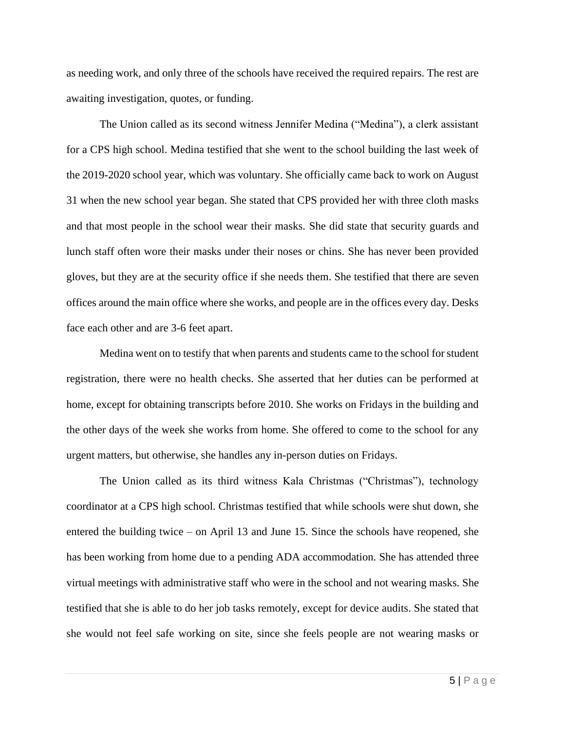as needing work, and only three of the schools have received the required repairs. The rest are awaiting investigation, quotes, or funding.

The Union called as its second witness Jennifer Medina ("Medina"), a clerk assistant for a CPS high school. Medina testified that she went to the school building the last week of the 2019-2020 school year, which was voluntary. She officially came back to work on August 31 when the new school year began. She stated that CPS provided her with three cloth masks and that most people in the school wear their masks. She did state that security guards and lunch staff often wore their masks under their noses or chins. She has never been provided gloves, but they are at the security office if she needs them. She testified that there are seven offices around the main office where she works, and people are in the offices every day. Desks face each other and are 3-6 feet apart.

Medina went on to testify that when parents and students came to the school for student registration, there were no health checks. She asserted that her duties can be performed at home, except for obtaining transcripts before 2010. She works on Fridays in the building and the other days of the week she works from home. She offered to come to the school for any urgent matters, but otherwise, she handles any in-person duties on Fridays.

The Union called as its third witness Kala Christmas ("Christmas"), technology coordinator at a CPS high school. Christmas testified that while schools were shut down, she entered the building twice – on April 13 and June 15. Since the schools have reopened, she has been working from home due to a pending ADA accommodation. She has attended three virtual meetings with administrative staff who were in the school and not wearing masks. She testified that she is able to do her job tasks remotely, except for device audits. She stated that she would not feel safe working on site, since she feels people are not wearing masks or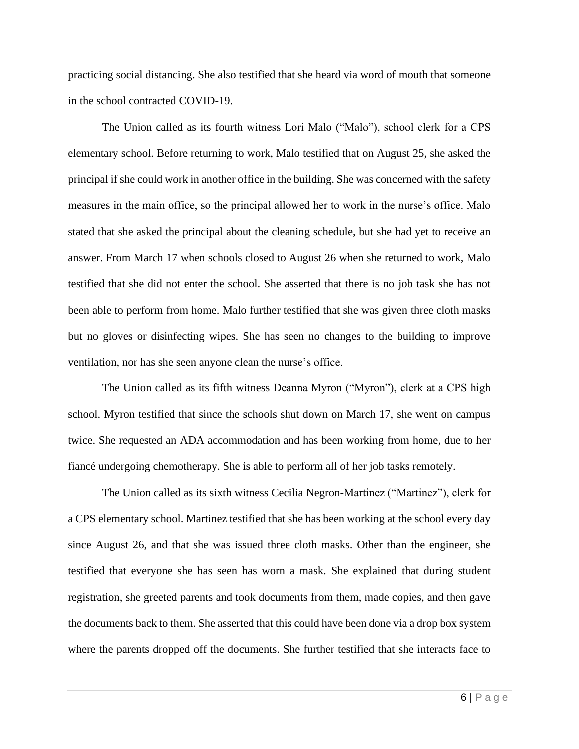practicing social distancing. She also testified that she heard via word of mouth that someone in the school contracted COVID-19.

The Union called as its fourth witness Lori Malo ("Malo"), school clerk for a CPS elementary school. Before returning to work, Malo testified that on August 25, she asked the principal if she could work in another office in the building. She was concerned with the safety measures in the main office, so the principal allowed her to work in the nurse's office. Malo stated that she asked the principal about the cleaning schedule, but she had yet to receive an answer. From March 17 when schools closed to August 26 when she returned to work, Malo testified that she did not enter the school. She asserted that there is no job task she has not been able to perform from home. Malo further testified that she was given three cloth masks but no gloves or disinfecting wipes. She has seen no changes to the building to improve ventilation, nor has she seen anyone clean the nurse's office.

The Union called as its fifth witness Deanna Myron ("Myron"), clerk at a CPS high school. Myron testified that since the schools shut down on March 17, she went on campus twice. She requested an ADA accommodation and has been working from home, due to her fiancé undergoing chemotherapy. She is able to perform all of her job tasks remotely.

The Union called as its sixth witness Cecilia Negron-Martinez ("Martinez"), clerk for a CPS elementary school. Martinez testified that she has been working at the school every day since August 26, and that she was issued three cloth masks. Other than the engineer, she testified that everyone she has seen has worn a mask. She explained that during student registration, she greeted parents and took documents from them, made copies, and then gave the documents back to them. She asserted that this could have been done via a drop box system where the parents dropped off the documents. She further testified that she interacts face to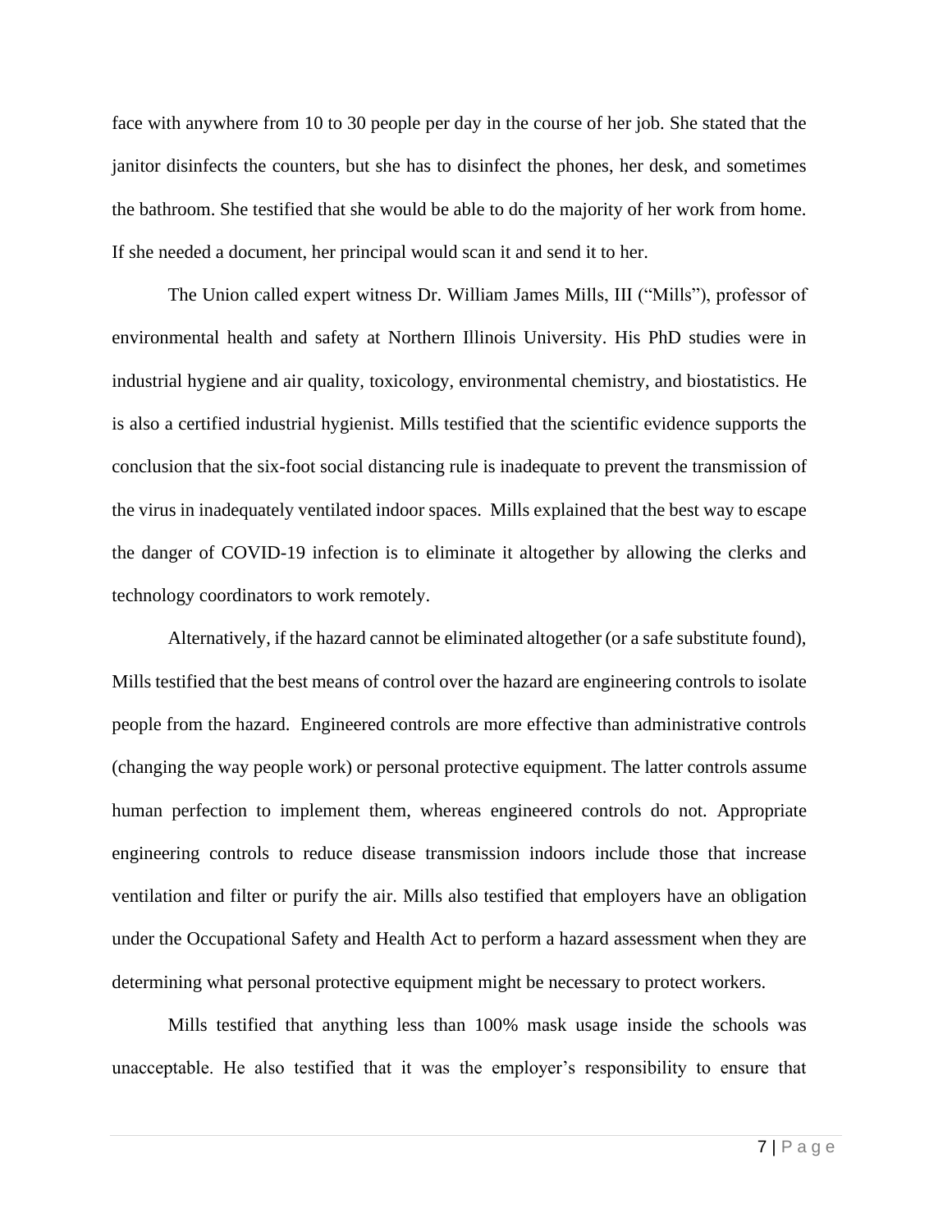face with anywhere from 10 to 30 people per day in the course of her job. She stated that the janitor disinfects the counters, but she has to disinfect the phones, her desk, and sometimes the bathroom. She testified that she would be able to do the majority of her work from home. If she needed a document, her principal would scan it and send it to her.

The Union called expert witness Dr. William James Mills, III ("Mills"), professor of environmental health and safety at Northern Illinois University. His PhD studies were in industrial hygiene and air quality, toxicology, environmental chemistry, and biostatistics. He is also a certified industrial hygienist. Mills testified that the scientific evidence supports the conclusion that the six-foot social distancing rule is inadequate to prevent the transmission of the virus in inadequately ventilated indoor spaces. Mills explained that the best way to escape the danger of COVID-19 infection is to eliminate it altogether by allowing the clerks and technology coordinators to work remotely.

Alternatively, if the hazard cannot be eliminated altogether (or a safe substitute found), Mills testified that the best means of control over the hazard are engineering controls to isolate people from the hazard. Engineered controls are more effective than administrative controls (changing the way people work) or personal protective equipment. The latter controls assume human perfection to implement them, whereas engineered controls do not. Appropriate engineering controls to reduce disease transmission indoors include those that increase ventilation and filter or purify the air. Mills also testified that employers have an obligation under the Occupational Safety and Health Act to perform a hazard assessment when they are determining what personal protective equipment might be necessary to protect workers.

Mills testified that anything less than 100% mask usage inside the schools was unacceptable. He also testified that it was the employer's responsibility to ensure that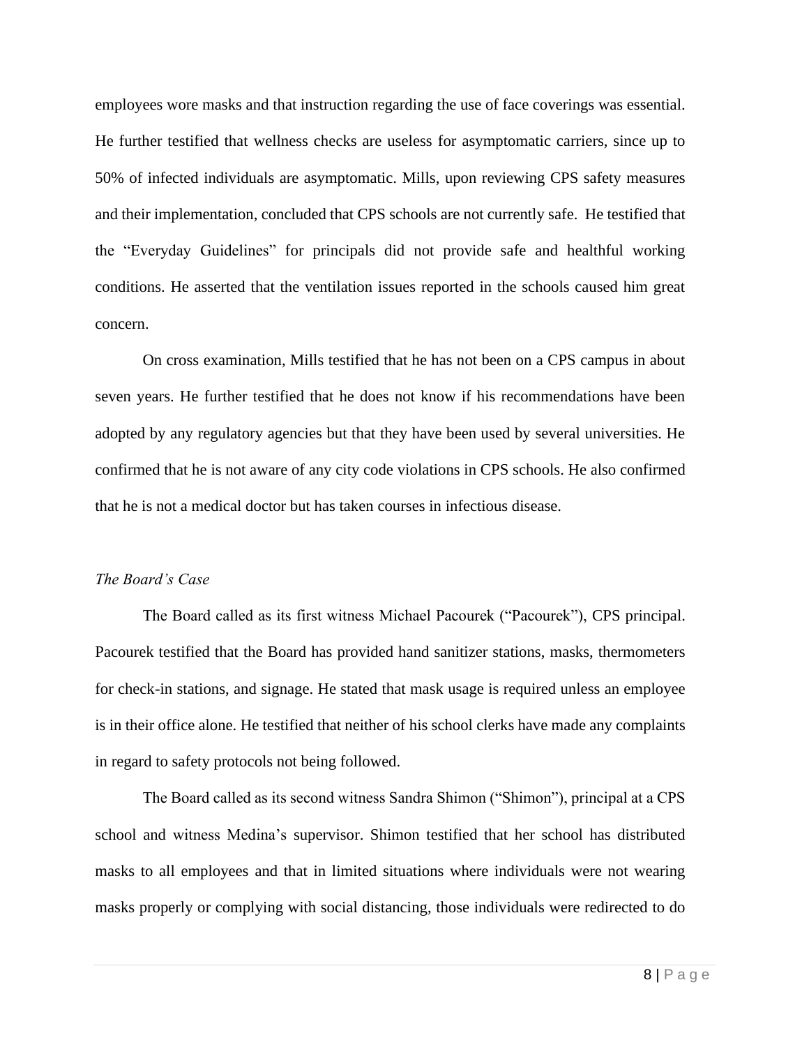employees wore masks and that instruction regarding the use of face coverings was essential. He further testified that wellness checks are useless for asymptomatic carriers, since up to 50% of infected individuals are asymptomatic. Mills, upon reviewing CPS safety measures and their implementation, concluded that CPS schools are not currently safe. He testified that the "Everyday Guidelines" for principals did not provide safe and healthful working conditions. He asserted that the ventilation issues reported in the schools caused him great concern.

On cross examination, Mills testified that he has not been on a CPS campus in about seven years. He further testified that he does not know if his recommendations have been adopted by any regulatory agencies but that they have been used by several universities. He confirmed that he is not aware of any city code violations in CPS schools. He also confirmed that he is not a medical doctor but has taken courses in infectious disease.

*The Board's Case*

The Board called as its first witness Michael Pacourek ("Pacourek"), CPS principal. Pacourek testified that the Board has provided hand sanitizer stations, masks, thermometers for check-in stations, and signage. He stated that mask usage is required unless an employee is in their office alone. He testified that neither of his school clerks have made any complaints in regard to safety protocols not being followed.

The Board called as its second witness Sandra Shimon ("Shimon"), principal at a CPS school and witness Medina's supervisor. Shimon testified that her school has distributed masks to all employees and that in limited situations where individuals were not wearing masks properly or complying with social distancing, those individuals were redirected to do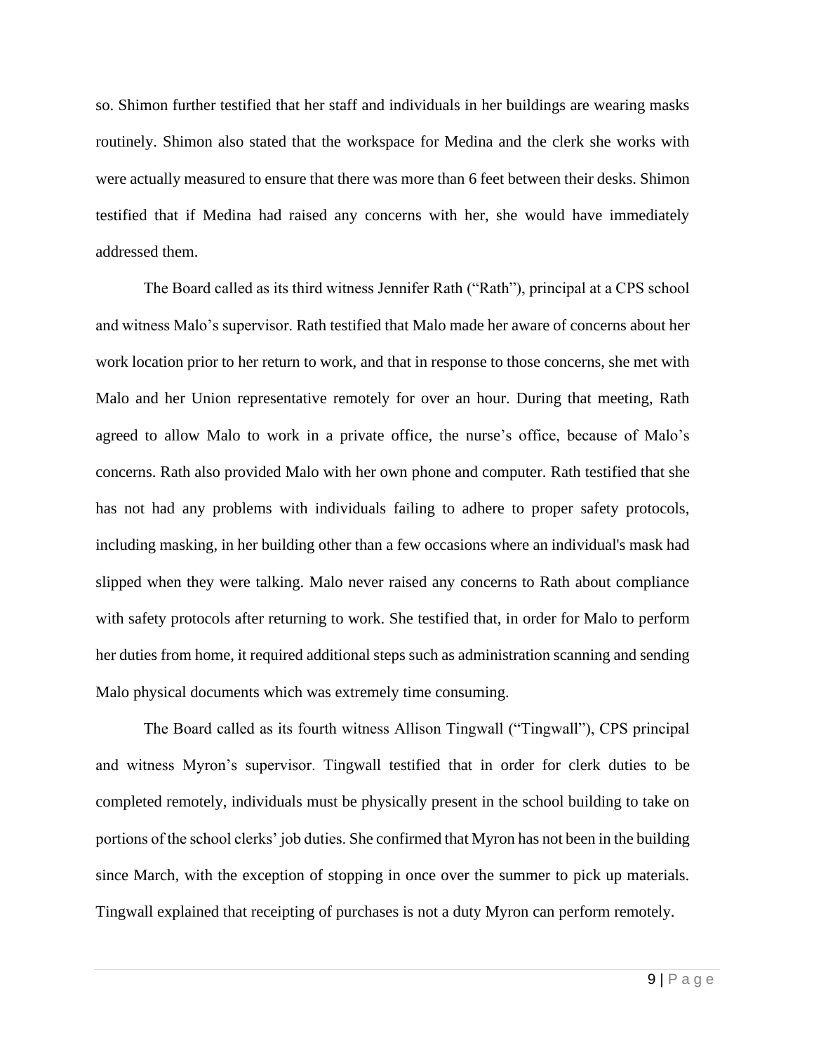so. Shimon further testified that her staff and individuals in her buildings are wearing masks routinely. Shimon also stated that the workspace for Medina and the clerk she works with were actually measured to ensure that there was more than 6 feet between their desks. Shimon testified that if Medina had raised any concerns with her, she would have immediately addressed them.

The Board called as its third witness Jennifer Rath ("Rath"), principal at a CPS school and witness Malo's supervisor. Rath testified that Malo made her aware of concerns about her work location prior to her return to work, and that in response to those concerns, she met with Malo and her Union representative remotely for over an hour. During that meeting, Rath agreed to allow Malo to work in a private office, the nurse's office, because of Malo's concerns. Rath also provided Malo with her own phone and computer. Rath testified that she has not had any problems with individuals failing to adhere to proper safety protocols, including masking, in her building other than a few occasions where an individual's mask had slipped when they were talking. Malo never raised any concerns to Rath about compliance with safety protocols after returning to work. She testified that, in order for Malo to perform her duties from home, it required additional steps such as administration scanning and sending Malo physical documents which was extremely time consuming.

The Board called as its fourth witness Allison Tingwall ("Tingwall"), CPS principal and witness Myron's supervisor. Tingwall testified that in order for clerk duties to be completed remotely, individuals must be physically present in the school building to take on portions of the school clerks' job duties. She confirmed that Myron has not been in the building since March, with the exception of stopping in once over the summer to pick up materials. Tingwall explained that receipting of purchases is not a duty Myron can perform remotely.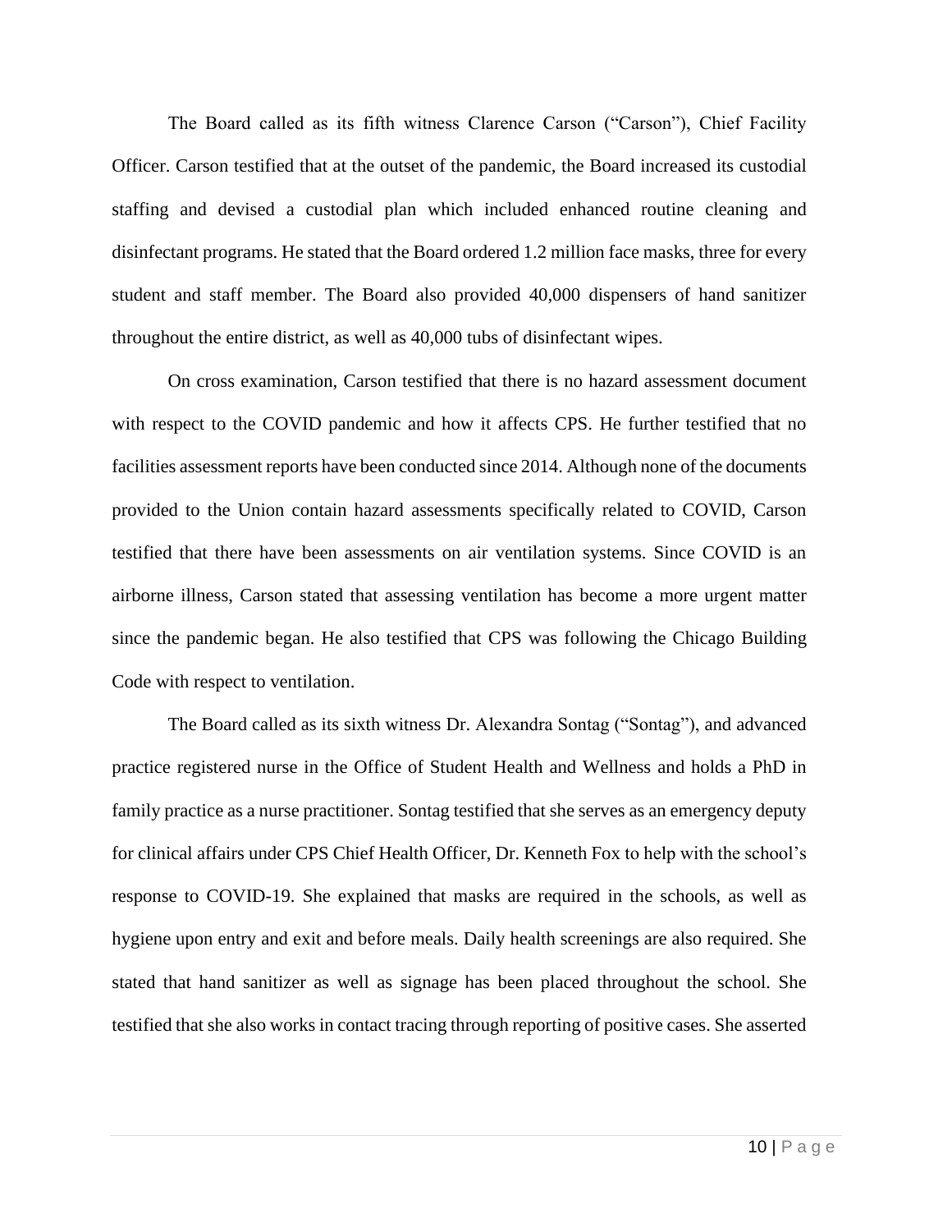The Board called as its fifth witness Clarence Carson ("Carson"), Chief Facility Officer. Carson testified that at the outset of the pandemic, the Board increased its custodial staffing and devised a custodial plan which included enhanced routine cleaning and disinfectant programs. He stated that the Board ordered 1.2 million face masks, three for every student and staff member. The Board also provided 40,000 dispensers of hand sanitizer throughout the entire district, as well as 40,000 tubs of disinfectant wipes.

On cross examination, Carson testified that there is no hazard assessment document with respect to the COVID pandemic and how it affects CPS. He further testified that no facilities assessment reports have been conducted since 2014. Although none of the documents provided to the Union contain hazard assessments specifically related to COVID, Carson testified that there have been assessments on air ventilation systems. Since COVID is an airborne illness, Carson stated that assessing ventilation has become a more urgent matter since the pandemic began. He also testified that CPS was following the Chicago Building Code with respect to ventilation.

The Board called as its sixth witness Dr. Alexandra Sontag ("Sontag"), and advanced practice registered nurse in the Office of Student Health and Wellness and holds a PhD in family practice as a nurse practitioner. Sontag testified that she serves as an emergency deputy for clinical affairs under CPS Chief Health Officer, Dr. Kenneth Fox to help with the school's response to COVID-19. She explained that masks are required in the schools, as well as hygiene upon entry and exit and before meals. Daily health screenings are also required. She stated that hand sanitizer as well as signage has been placed throughout the school. She testified that she also works in contact tracing through reporting of positive cases. She asserted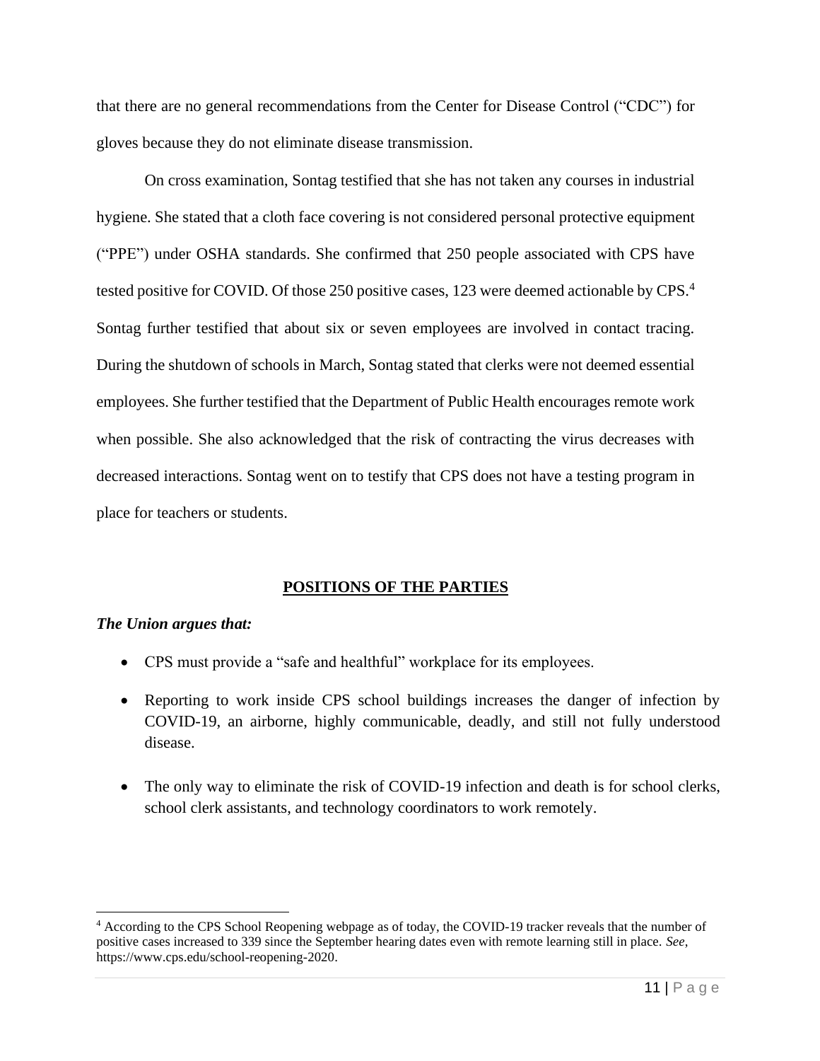that there are no general recommendations from the Center for Disease Control ("CDC") for gloves because they do not eliminate disease transmission.

On cross examination, Sontag testified that she has not taken any courses in industrial hygiene. She stated that a cloth face covering is not considered personal protective equipment ("PPE") under OSHA standards. She confirmed that 250 people associated with CPS have tested positive for COVID. Of those 250 positive cases, 123 were deemed actionable by CPS.[4] Sontag further testified that about six or seven employees are involved in contact tracing. During the shutdown of schools in March, Sontag stated that clerks were not deemed essential employees. She further testified that the Department of Public Health encourages remote work when possible. She also acknowledged that the risk of contracting the virus decreases with decreased interactions. Sontag went on to testify that CPS does not have a testing program in place for teachers or students.

## POSITIONS OF THE PARTIES

***The Union argues that:***

- CPS must provide a "safe and healthful" workplace for its employees.
- Reporting to work inside CPS school buildings increases the danger of infection by COVID-19, an airborne, highly communicable, deadly, and still not fully understood disease.
- The only way to eliminate the risk of COVID-19 infection and death is for school clerks, school clerk assistants, and technology coordinators to work remotely.

---

[4] According to the CPS School Reopening webpage as of today, the COVID-19 tracker reveals that the number of positive cases increased to 339 since the September hearing dates even with remote learning still in place. *See*, https://www.cps.edu/school-reopening-2020.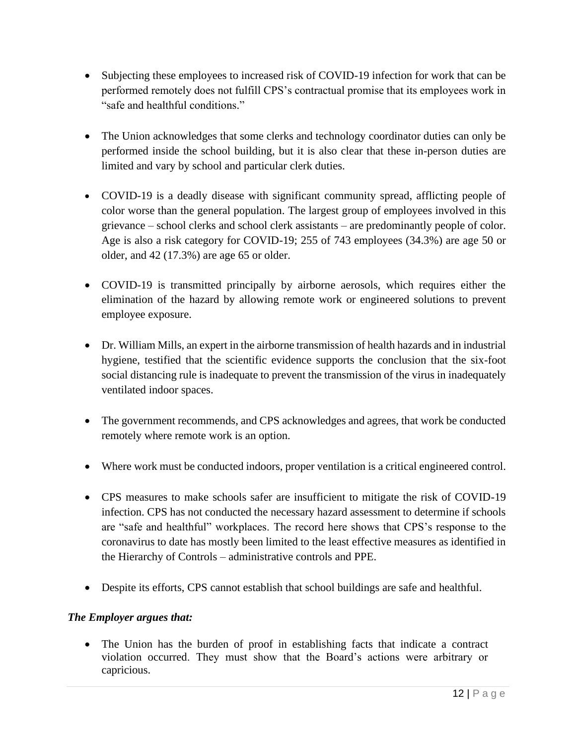- Subjecting these employees to increased risk of COVID-19 infection for work that can be performed remotely does not fulfill CPS's contractual promise that its employees work in "safe and healthful conditions."

- The Union acknowledges that some clerks and technology coordinator duties can only be performed inside the school building, but it is also clear that these in-person duties are limited and vary by school and particular clerk duties.

- COVID-19 is a deadly disease with significant community spread, afflicting people of color worse than the general population. The largest group of employees involved in this grievance – school clerks and school clerk assistants – are predominantly people of color. Age is also a risk category for COVID-19; 255 of 743 employees (34.3%) are age 50 or older, and 42 (17.3%) are age 65 or older.

- COVID-19 is transmitted principally by airborne aerosols, which requires either the elimination of the hazard by allowing remote work or engineered solutions to prevent employee exposure.

- Dr. William Mills, an expert in the airborne transmission of health hazards and in industrial hygiene, testified that the scientific evidence supports the conclusion that the six-foot social distancing rule is inadequate to prevent the transmission of the virus in inadequately ventilated indoor spaces.

- The government recommends, and CPS acknowledges and agrees, that work be conducted remotely where remote work is an option.

- Where work must be conducted indoors, proper ventilation is a critical engineered control.

- CPS measures to make schools safer are insufficient to mitigate the risk of COVID-19 infection. CPS has not conducted the necessary hazard assessment to determine if schools are "safe and healthful" workplaces. The record here shows that CPS's response to the coronavirus to date has mostly been limited to the least effective measures as identified in the Hierarchy of Controls – administrative controls and PPE.

- Despite its efforts, CPS cannot establish that school buildings are safe and healthful.

***The Employer argues that:***

- The Union has the burden of proof in establishing facts that indicate a contract violation occurred. They must show that the Board's actions were arbitrary or capricious.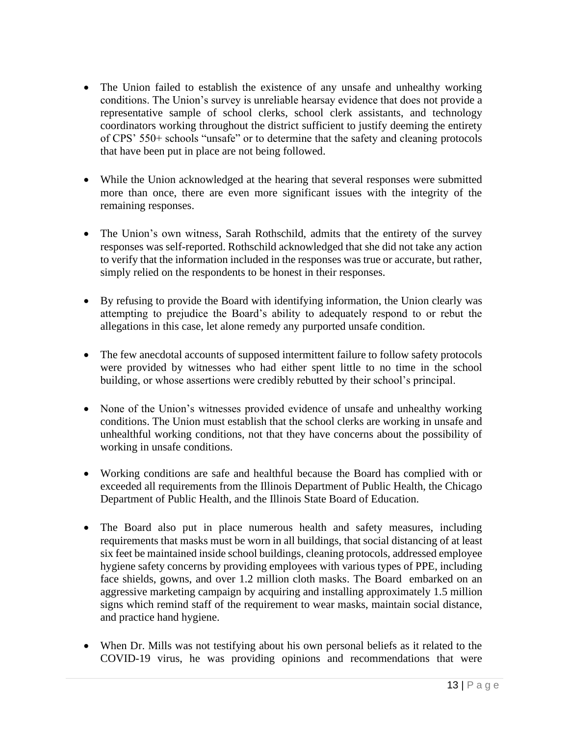- The Union failed to establish the existence of any unsafe and unhealthy working conditions. The Union's survey is unreliable hearsay evidence that does not provide a representative sample of school clerks, school clerk assistants, and technology coordinators working throughout the district sufficient to justify deeming the entirety of CPS' 550+ schools "unsafe" or to determine that the safety and cleaning protocols that have been put in place are not being followed.

- While the Union acknowledged at the hearing that several responses were submitted more than once, there are even more significant issues with the integrity of the remaining responses.

- The Union's own witness, Sarah Rothschild, admits that the entirety of the survey responses was self-reported. Rothschild acknowledged that she did not take any action to verify that the information included in the responses was true or accurate, but rather, simply relied on the respondents to be honest in their responses.

- By refusing to provide the Board with identifying information, the Union clearly was attempting to prejudice the Board's ability to adequately respond to or rebut the allegations in this case, let alone remedy any purported unsafe condition.

- The few anecdotal accounts of supposed intermittent failure to follow safety protocols were provided by witnesses who had either spent little to no time in the school building, or whose assertions were credibly rebutted by their school's principal.

- None of the Union's witnesses provided evidence of unsafe and unhealthy working conditions. The Union must establish that the school clerks are working in unsafe and unhealthful working conditions, not that they have concerns about the possibility of working in unsafe conditions.

- Working conditions are safe and healthful because the Board has complied with or exceeded all requirements from the Illinois Department of Public Health, the Chicago Department of Public Health, and the Illinois State Board of Education.

- The Board also put in place numerous health and safety measures, including requirements that masks must be worn in all buildings, that social distancing of at least six feet be maintained inside school buildings, cleaning protocols, addressed employee hygiene safety concerns by providing employees with various types of PPE, including face shields, gowns, and over 1.2 million cloth masks. The Board embarked on an aggressive marketing campaign by acquiring and installing approximately 1.5 million signs which remind staff of the requirement to wear masks, maintain social distance, and practice hand hygiene.

- When Dr. Mills was not testifying about his own personal beliefs as it related to the COVID-19 virus, he was providing opinions and recommendations that were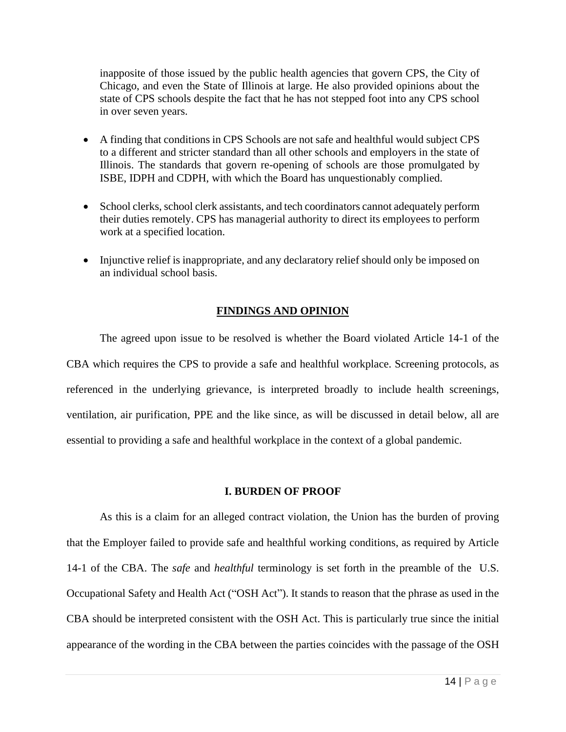inapposite of those issued by the public health agencies that govern CPS, the City of Chicago, and even the State of Illinois at large. He also provided opinions about the state of CPS schools despite the fact that he has not stepped foot into any CPS school in over seven years.

- A finding that conditions in CPS Schools are not safe and healthful would subject CPS to a different and stricter standard than all other schools and employers in the state of Illinois. The standards that govern re-opening of schools are those promulgated by ISBE, IDPH and CDPH, with which the Board has unquestionably complied.
- School clerks, school clerk assistants, and tech coordinators cannot adequately perform their duties remotely. CPS has managerial authority to direct its employees to perform work at a specified location.
- Injunctive relief is inappropriate, and any declaratory relief should only be imposed on an individual school basis.

## FINDINGS AND OPINION

The agreed upon issue to be resolved is whether the Board violated Article 14-1 of the CBA which requires the CPS to provide a safe and healthful workplace. Screening protocols, as referenced in the underlying grievance, is interpreted broadly to include health screenings, ventilation, air purification, PPE and the like since, as will be discussed in detail below, all are essential to providing a safe and healthful workplace in the context of a global pandemic.

### I. BURDEN OF PROOF

As this is a claim for an alleged contract violation, the Union has the burden of proving that the Employer failed to provide safe and healthful working conditions, as required by Article 14-1 of the CBA. The *safe* and *healthful* terminology is set forth in the preamble of the U.S. Occupational Safety and Health Act ("OSH Act"). It stands to reason that the phrase as used in the CBA should be interpreted consistent with the OSH Act. This is particularly true since the initial appearance of the wording in the CBA between the parties coincides with the passage of the OSH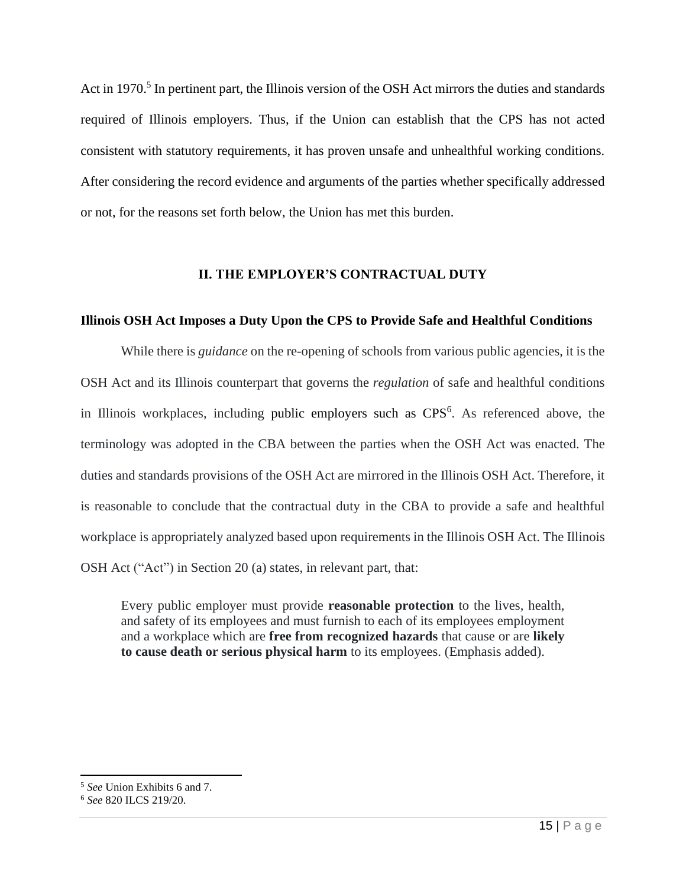Act in 1970.[5] In pertinent part, the Illinois version of the OSH Act mirrors the duties and standards required of Illinois employers. Thus, if the Union can establish that the CPS has not acted consistent with statutory requirements, it has proven unsafe and unhealthful working conditions. After considering the record evidence and arguments of the parties whether specifically addressed or not, for the reasons set forth below, the Union has met this burden.

## II. THE EMPLOYER'S CONTRACTUAL DUTY

### Illinois OSH Act Imposes a Duty Upon the CPS to Provide Safe and Healthful Conditions

While there is *guidance* on the re-opening of schools from various public agencies, it is the OSH Act and its Illinois counterpart that governs the *regulation* of safe and healthful conditions in Illinois workplaces, including public employers such as CPS[6]. As referenced above, the terminology was adopted in the CBA between the parties when the OSH Act was enacted. The duties and standards provisions of the OSH Act are mirrored in the Illinois OSH Act. Therefore, it is reasonable to conclude that the contractual duty in the CBA to provide a safe and healthful workplace is appropriately analyzed based upon requirements in the Illinois OSH Act. The Illinois OSH Act ("Act") in Section 20 (a) states, in relevant part, that:

> Every public employer must provide **reasonable protection** to the lives, health, and safety of its employees and must furnish to each of its employees employment and a workplace which are **free from recognized hazards** that cause or are **likely to cause death or serious physical harm** to its employees. (Emphasis added).

---

[5] *See* Union Exhibits 6 and 7.

[6] *See* 820 ILCS 219/20.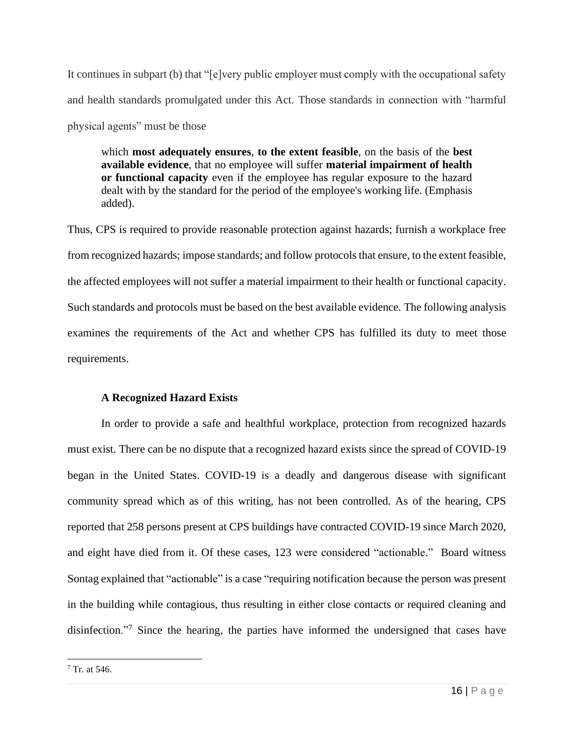It continues in subpart (b) that "[e]very public employer must comply with the occupational safety and health standards promulgated under this Act. Those standards in connection with "harmful physical agents" must be those

> which **most adequately ensures**, **to the extent feasible**, on the basis of the **best available evidence**, that no employee will suffer **material impairment of health or functional capacity** even if the employee has regular exposure to the hazard dealt with by the standard for the period of the employee's working life. (Emphasis added).

Thus, CPS is required to provide reasonable protection against hazards; furnish a workplace free from recognized hazards; impose standards; and follow protocols that ensure, to the extent feasible, the affected employees will not suffer a material impairment to their health or functional capacity. Such standards and protocols must be based on the best available evidence. The following analysis examines the requirements of the Act and whether CPS has fulfilled its duty to meet those requirements.

**A Recognized Hazard Exists**

In order to provide a safe and healthful workplace, protection from recognized hazards must exist. There can be no dispute that a recognized hazard exists since the spread of COVID-19 began in the United States. COVID-19 is a deadly and dangerous disease with significant community spread which as of this writing, has not been controlled. As of the hearing, CPS reported that 258 persons present at CPS buildings have contracted COVID-19 since March 2020, and eight have died from it. Of these cases, 123 were considered "actionable." Board witness Sontag explained that "actionable" is a case "requiring notification because the person was present in the building while contagious, thus resulting in either close contacts or required cleaning and disinfection."[7] Since the hearing, the parties have informed the undersigned that cases have

[7] Tr. at 546.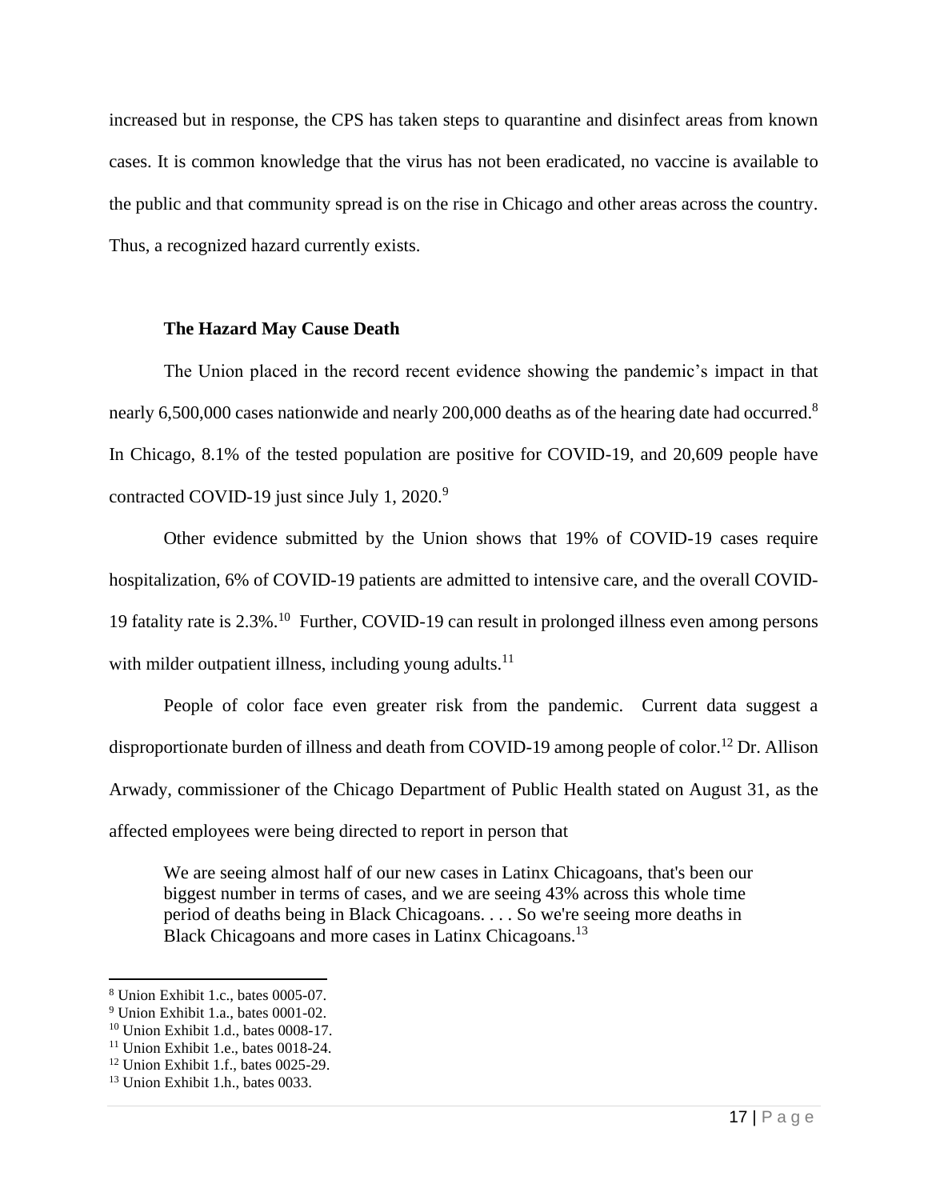increased but in response, the CPS has taken steps to quarantine and disinfect areas from known cases. It is common knowledge that the virus has not been eradicated, no vaccine is available to the public and that community spread is on the rise in Chicago and other areas across the country. Thus, a recognized hazard currently exists.

**The Hazard May Cause Death**

The Union placed in the record recent evidence showing the pandemic's impact in that nearly 6,500,000 cases nationwide and nearly 200,000 deaths as of the hearing date had occurred.[8] In Chicago, 8.1% of the tested population are positive for COVID-19, and 20,609 people have contracted COVID-19 just since July 1, 2020.[9]

Other evidence submitted by the Union shows that 19% of COVID-19 cases require hospitalization, 6% of COVID-19 patients are admitted to intensive care, and the overall COVID-19 fatality rate is 2.3%.[10] Further, COVID-19 can result in prolonged illness even among persons with milder outpatient illness, including young adults.[11]

People of color face even greater risk from the pandemic. Current data suggest a disproportionate burden of illness and death from COVID-19 among people of color.[12] Dr. Allison Arwady, commissioner of the Chicago Department of Public Health stated on August 31, as the affected employees were being directed to report in person that

> We are seeing almost half of our new cases in Latinx Chicagoans, that's been our biggest number in terms of cases, and we are seeing 43% across this whole time period of deaths being in Black Chicagoans. . . . So we're seeing more deaths in Black Chicagoans and more cases in Latinx Chicagoans.[13]

---

[8] Union Exhibit 1.c., bates 0005-07.
[9] Union Exhibit 1.a., bates 0001-02.
[10] Union Exhibit 1.d., bates 0008-17.
[11] Union Exhibit 1.e., bates 0018-24.
[12] Union Exhibit 1.f., bates 0025-29.
[13] Union Exhibit 1.h., bates 0033.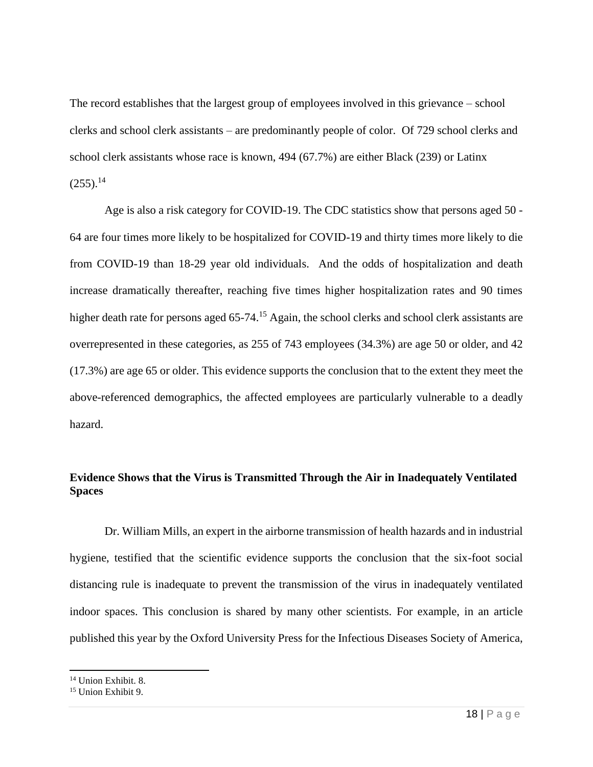The record establishes that the largest group of employees involved in this grievance – school clerks and school clerk assistants – are predominantly people of color. Of 729 school clerks and school clerk assistants whose race is known, 494 (67.7%) are either Black (239) or Latinx (255).[14]

Age is also a risk category for COVID-19. The CDC statistics show that persons aged 50 - 64 are four times more likely to be hospitalized for COVID-19 and thirty times more likely to die from COVID-19 than 18-29 year old individuals. And the odds of hospitalization and death increase dramatically thereafter, reaching five times higher hospitalization rates and 90 times higher death rate for persons aged 65-74.[15] Again, the school clerks and school clerk assistants are overrepresented in these categories, as 255 of 743 employees (34.3%) are age 50 or older, and 42 (17.3%) are age 65 or older. This evidence supports the conclusion that to the extent they meet the above-referenced demographics, the affected employees are particularly vulnerable to a deadly hazard.

**Evidence Shows that the Virus is Transmitted Through the Air in Inadequately Ventilated Spaces**

Dr. William Mills, an expert in the airborne transmission of health hazards and in industrial hygiene, testified that the scientific evidence supports the conclusion that the six-foot social distancing rule is inadequate to prevent the transmission of the virus in inadequately ventilated indoor spaces. This conclusion is shared by many other scientists. For example, in an article published this year by the Oxford University Press for the Infectious Diseases Society of America,

---

[14] Union Exhibit. 8.

[15] Union Exhibit 9.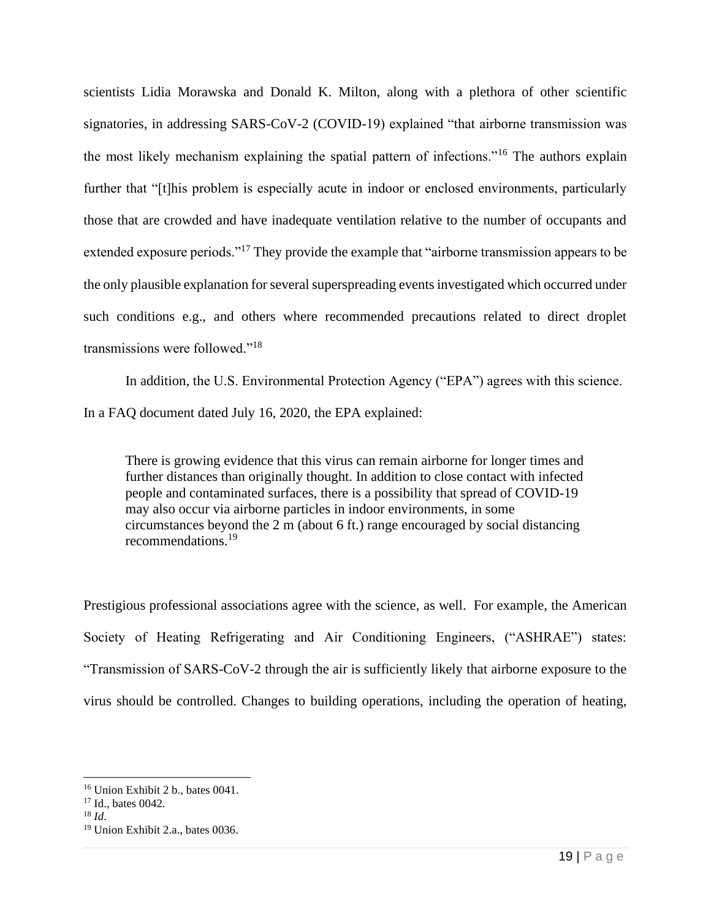scientists Lidia Morawska and Donald K. Milton, along with a plethora of other scientific signatories, in addressing SARS-CoV-2 (COVID-19) explained "that airborne transmission was the most likely mechanism explaining the spatial pattern of infections."[16] The authors explain further that "[t]his problem is especially acute in indoor or enclosed environments, particularly those that are crowded and have inadequate ventilation relative to the number of occupants and extended exposure periods."[17] They provide the example that "airborne transmission appears to be the only plausible explanation for several superspreading events investigated which occurred under such conditions e.g., and others where recommended precautions related to direct droplet transmissions were followed."[18]

In addition, the U.S. Environmental Protection Agency ("EPA") agrees with this science. In a FAQ document dated July 16, 2020, the EPA explained:

> There is growing evidence that this virus can remain airborne for longer times and further distances than originally thought. In addition to close contact with infected people and contaminated surfaces, there is a possibility that spread of COVID-19 may also occur via airborne particles in indoor environments, in some circumstances beyond the 2 m (about 6 ft.) range encouraged by social distancing recommendations.[19]

Prestigious professional associations agree with the science, as well. For example, the American Society of Heating Refrigerating and Air Conditioning Engineers, ("ASHRAE") states: "Transmission of SARS-CoV-2 through the air is sufficiently likely that airborne exposure to the virus should be controlled. Changes to building operations, including the operation of heating,

---

[16] Union Exhibit 2 b., bates 0041.

[17] Id., bates 0042.

[18] *Id*.

[19] Union Exhibit 2.a., bates 0036.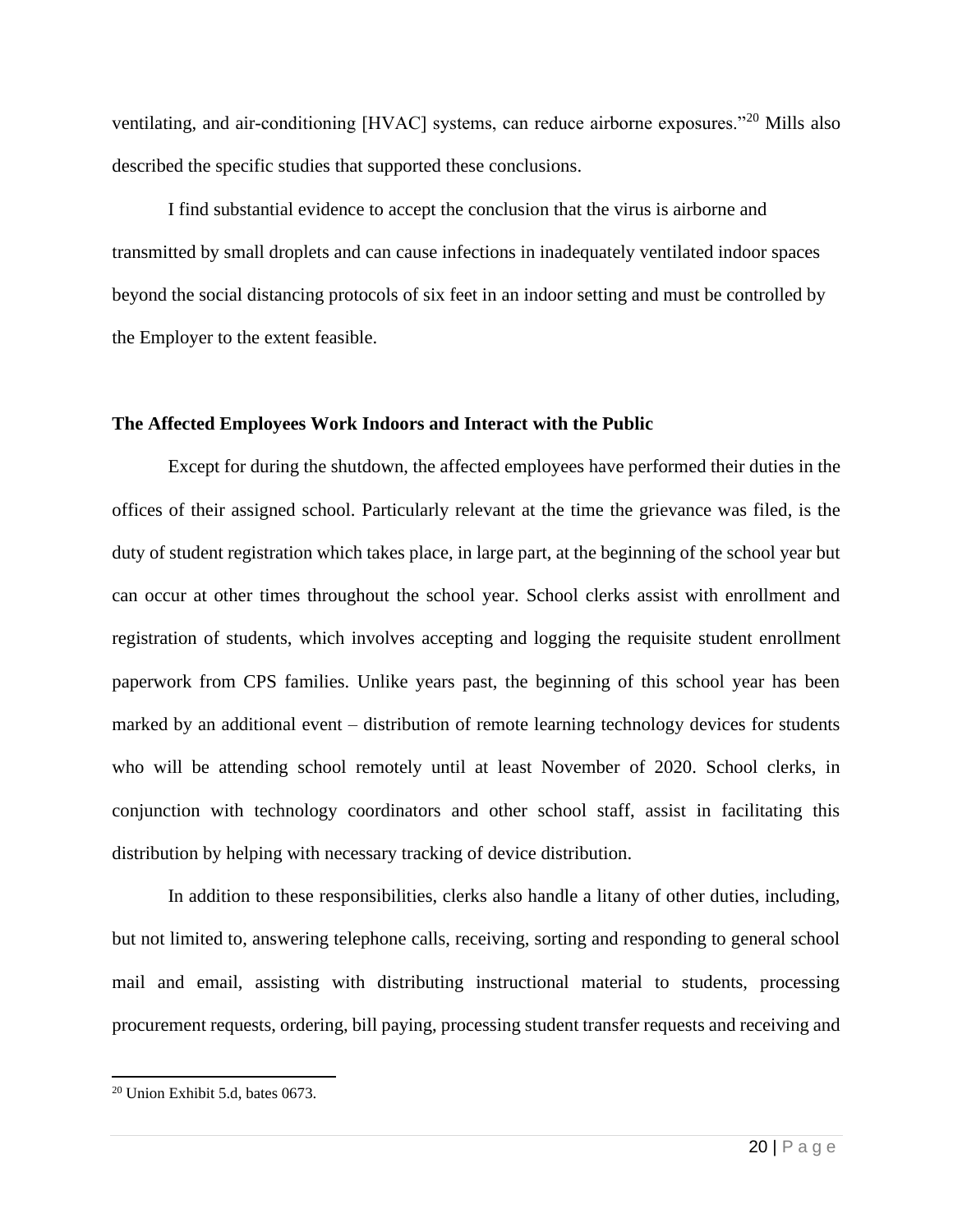ventilating, and air-conditioning [HVAC] systems, can reduce airborne exposures."[20] Mills also described the specific studies that supported these conclusions.

I find substantial evidence to accept the conclusion that the virus is airborne and transmitted by small droplets and can cause infections in inadequately ventilated indoor spaces beyond the social distancing protocols of six feet in an indoor setting and must be controlled by the Employer to the extent feasible.

**The Affected Employees Work Indoors and Interact with the Public**

Except for during the shutdown, the affected employees have performed their duties in the offices of their assigned school. Particularly relevant at the time the grievance was filed, is the duty of student registration which takes place, in large part, at the beginning of the school year but can occur at other times throughout the school year. School clerks assist with enrollment and registration of students, which involves accepting and logging the requisite student enrollment paperwork from CPS families. Unlike years past, the beginning of this school year has been marked by an additional event – distribution of remote learning technology devices for students who will be attending school remotely until at least November of 2020. School clerks, in conjunction with technology coordinators and other school staff, assist in facilitating this distribution by helping with necessary tracking of device distribution.

In addition to these responsibilities, clerks also handle a litany of other duties, including, but not limited to, answering telephone calls, receiving, sorting and responding to general school mail and email, assisting with distributing instructional material to students, processing procurement requests, ordering, bill paying, processing student transfer requests and receiving and

[20] Union Exhibit 5.d, bates 0673.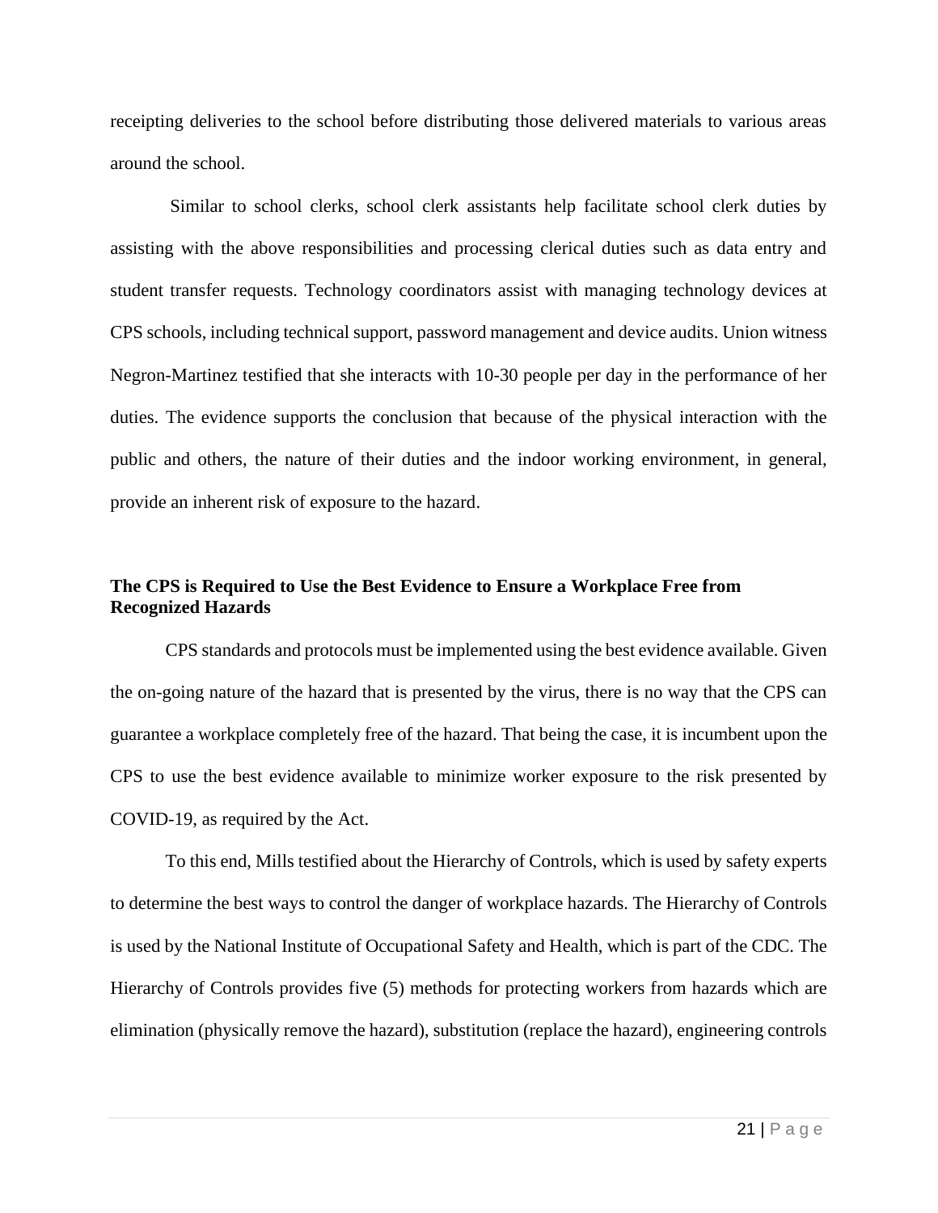receipting deliveries to the school before distributing those delivered materials to various areas around the school.

Similar to school clerks, school clerk assistants help facilitate school clerk duties by assisting with the above responsibilities and processing clerical duties such as data entry and student transfer requests. Technology coordinators assist with managing technology devices at CPS schools, including technical support, password management and device audits. Union witness Negron-Martinez testified that she interacts with 10-30 people per day in the performance of her duties. The evidence supports the conclusion that because of the physical interaction with the public and others, the nature of their duties and the indoor working environment, in general, provide an inherent risk of exposure to the hazard.

**The CPS is Required to Use the Best Evidence to Ensure a Workplace Free from Recognized Hazards**

CPS standards and protocols must be implemented using the best evidence available. Given the on-going nature of the hazard that is presented by the virus, there is no way that the CPS can guarantee a workplace completely free of the hazard. That being the case, it is incumbent upon the CPS to use the best evidence available to minimize worker exposure to the risk presented by COVID-19, as required by the Act.

To this end, Mills testified about the Hierarchy of Controls, which is used by safety experts to determine the best ways to control the danger of workplace hazards. The Hierarchy of Controls is used by the National Institute of Occupational Safety and Health, which is part of the CDC. The Hierarchy of Controls provides five (5) methods for protecting workers from hazards which are elimination (physically remove the hazard), substitution (replace the hazard), engineering controls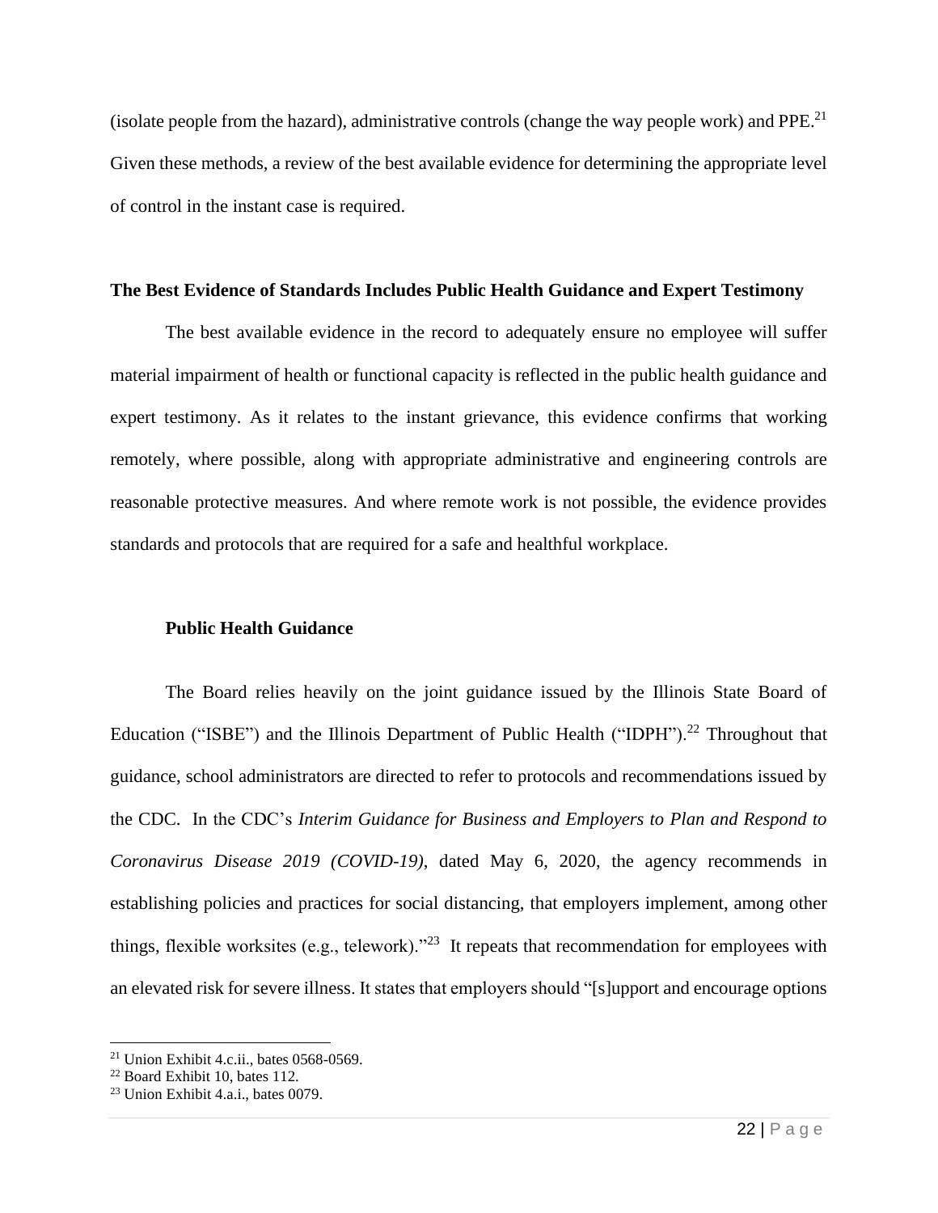(isolate people from the hazard), administrative controls (change the way people work) and PPE.[21] Given these methods, a review of the best available evidence for determining the appropriate level of control in the instant case is required.

**The Best Evidence of Standards Includes Public Health Guidance and Expert Testimony**

The best available evidence in the record to adequately ensure no employee will suffer material impairment of health or functional capacity is reflected in the public health guidance and expert testimony. As it relates to the instant grievance, this evidence confirms that working remotely, where possible, along with appropriate administrative and engineering controls are reasonable protective measures. And where remote work is not possible, the evidence provides standards and protocols that are required for a safe and healthful workplace.

**Public Health Guidance**

The Board relies heavily on the joint guidance issued by the Illinois State Board of Education ("ISBE") and the Illinois Department of Public Health ("IDPH").[22] Throughout that guidance, school administrators are directed to refer to protocols and recommendations issued by the CDC. In the CDC's *Interim Guidance for Business and Employers to Plan and Respond to Coronavirus Disease 2019 (COVID-19)*, dated May 6, 2020, the agency recommends in establishing policies and practices for social distancing, that employers implement, among other things, flexible worksites (e.g., telework)."[23] It repeats that recommendation for employees with an elevated risk for severe illness. It states that employers should "[s]upport and encourage options

[21] Union Exhibit 4.c.ii., bates 0568-0569.

[22] Board Exhibit 10, bates 112.

[23] Union Exhibit 4.a.i., bates 0079.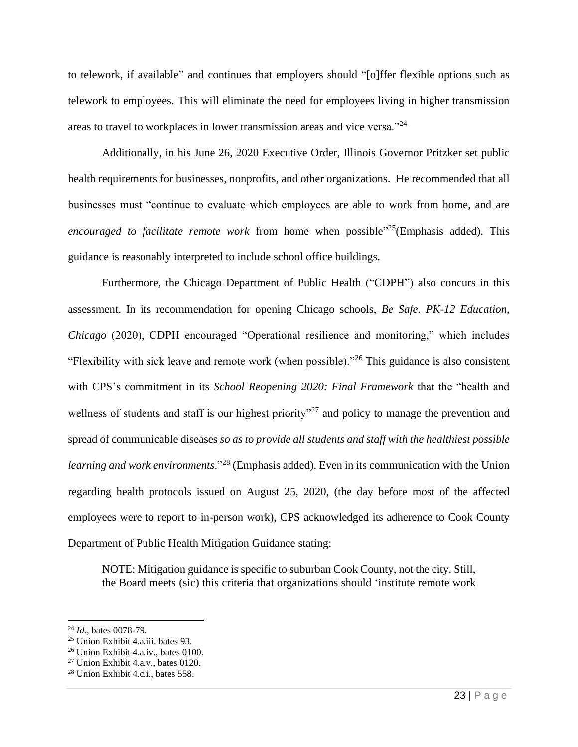to telework, if available" and continues that employers should "[o]ffer flexible options such as telework to employees. This will eliminate the need for employees living in higher transmission areas to travel to workplaces in lower transmission areas and vice versa."[24]

Additionally, in his June 26, 2020 Executive Order, Illinois Governor Pritzker set public health requirements for businesses, nonprofits, and other organizations. He recommended that all businesses must "continue to evaluate which employees are able to work from home, and are *encouraged to facilitate remote work* from home when possible"[25](Emphasis added). This guidance is reasonably interpreted to include school office buildings.

Furthermore, the Chicago Department of Public Health ("CDPH") also concurs in this assessment. In its recommendation for opening Chicago schools, *Be Safe. PK-12 Education, Chicago* (2020), CDPH encouraged "Operational resilience and monitoring," which includes "Flexibility with sick leave and remote work (when possible)."[26] This guidance is also consistent with CPS's commitment in its *School Reopening 2020: Final Framework* that the "health and wellness of students and staff is our highest priority"[27] and policy to manage the prevention and spread of communicable diseases *so as to provide all students and staff with the healthiest possible learning and work environments*."[28] (Emphasis added). Even in its communication with the Union regarding health protocols issued on August 25, 2020, (the day before most of the affected employees were to report to in-person work), CPS acknowledged its adherence to Cook County Department of Public Health Mitigation Guidance stating:

> NOTE: Mitigation guidance is specific to suburban Cook County, not the city. Still, the Board meets (sic) this criteria that organizations should 'institute remote work

---

[24] *Id*., bates 0078-79.

[25] Union Exhibit 4.a.iii. bates 93.

[26] Union Exhibit 4.a.iv., bates 0100.

[27] Union Exhibit 4.a.v., bates 0120.

[28] Union Exhibit 4.c.i., bates 558.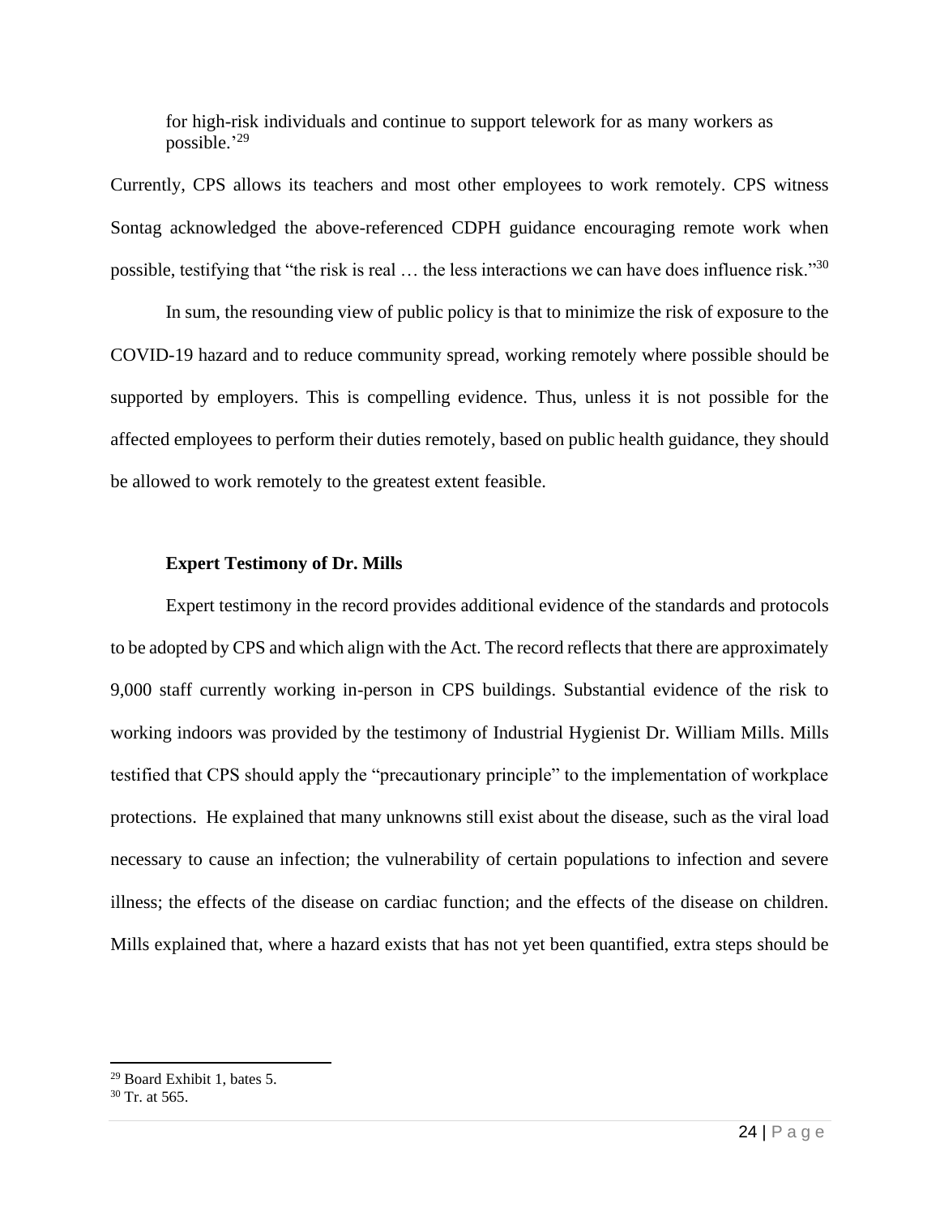for high-risk individuals and continue to support telework for as many workers as possible.'[29]

Currently, CPS allows its teachers and most other employees to work remotely. CPS witness Sontag acknowledged the above-referenced CDPH guidance encouraging remote work when possible, testifying that "the risk is real … the less interactions we can have does influence risk."[30]

In sum, the resounding view of public policy is that to minimize the risk of exposure to the COVID-19 hazard and to reduce community spread, working remotely where possible should be supported by employers. This is compelling evidence. Thus, unless it is not possible for the affected employees to perform their duties remotely, based on public health guidance, they should be allowed to work remotely to the greatest extent feasible.

**Expert Testimony of Dr. Mills**

Expert testimony in the record provides additional evidence of the standards and protocols to be adopted by CPS and which align with the Act. The record reflects that there are approximately 9,000 staff currently working in-person in CPS buildings. Substantial evidence of the risk to working indoors was provided by the testimony of Industrial Hygienist Dr. William Mills. Mills testified that CPS should apply the "precautionary principle" to the implementation of workplace protections. He explained that many unknowns still exist about the disease, such as the viral load necessary to cause an infection; the vulnerability of certain populations to infection and severe illness; the effects of the disease on cardiac function; and the effects of the disease on children. Mills explained that, where a hazard exists that has not yet been quantified, extra steps should be

---

[29] Board Exhibit 1, bates 5.

[30] Tr. at 565.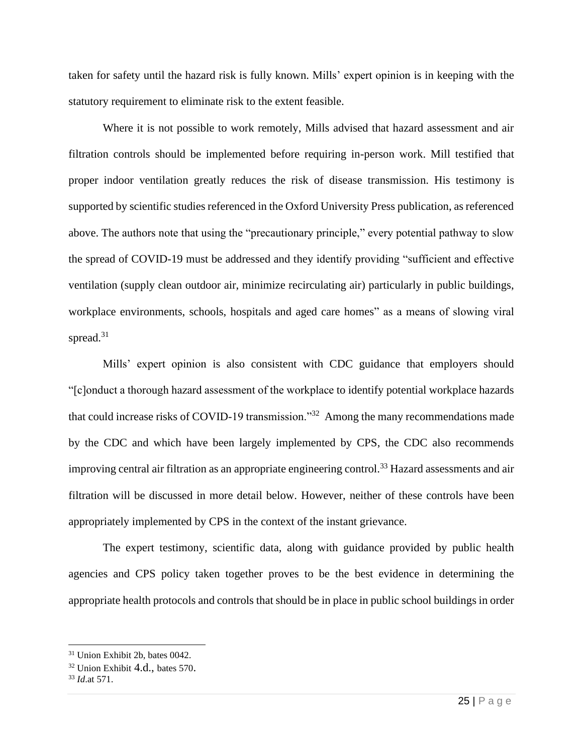taken for safety until the hazard risk is fully known. Mills' expert opinion is in keeping with the statutory requirement to eliminate risk to the extent feasible.

Where it is not possible to work remotely, Mills advised that hazard assessment and air filtration controls should be implemented before requiring in-person work. Mill testified that proper indoor ventilation greatly reduces the risk of disease transmission. His testimony is supported by scientific studies referenced in the Oxford University Press publication, as referenced above. The authors note that using the "precautionary principle," every potential pathway to slow the spread of COVID-19 must be addressed and they identify providing "sufficient and effective ventilation (supply clean outdoor air, minimize recirculating air) particularly in public buildings, workplace environments, schools, hospitals and aged care homes" as a means of slowing viral spread.[31]

Mills' expert opinion is also consistent with CDC guidance that employers should "[c]onduct a thorough hazard assessment of the workplace to identify potential workplace hazards that could increase risks of COVID-19 transmission."[32] Among the many recommendations made by the CDC and which have been largely implemented by CPS, the CDC also recommends improving central air filtration as an appropriate engineering control.[33] Hazard assessments and air filtration will be discussed in more detail below. However, neither of these controls have been appropriately implemented by CPS in the context of the instant grievance.

The expert testimony, scientific data, along with guidance provided by public health agencies and CPS policy taken together proves to be the best evidence in determining the appropriate health protocols and controls that should be in place in public school buildings in order

---

[31] Union Exhibit 2b, bates 0042.

[32] Union Exhibit 4.d., bates 570.

[33] *Id*.at 571.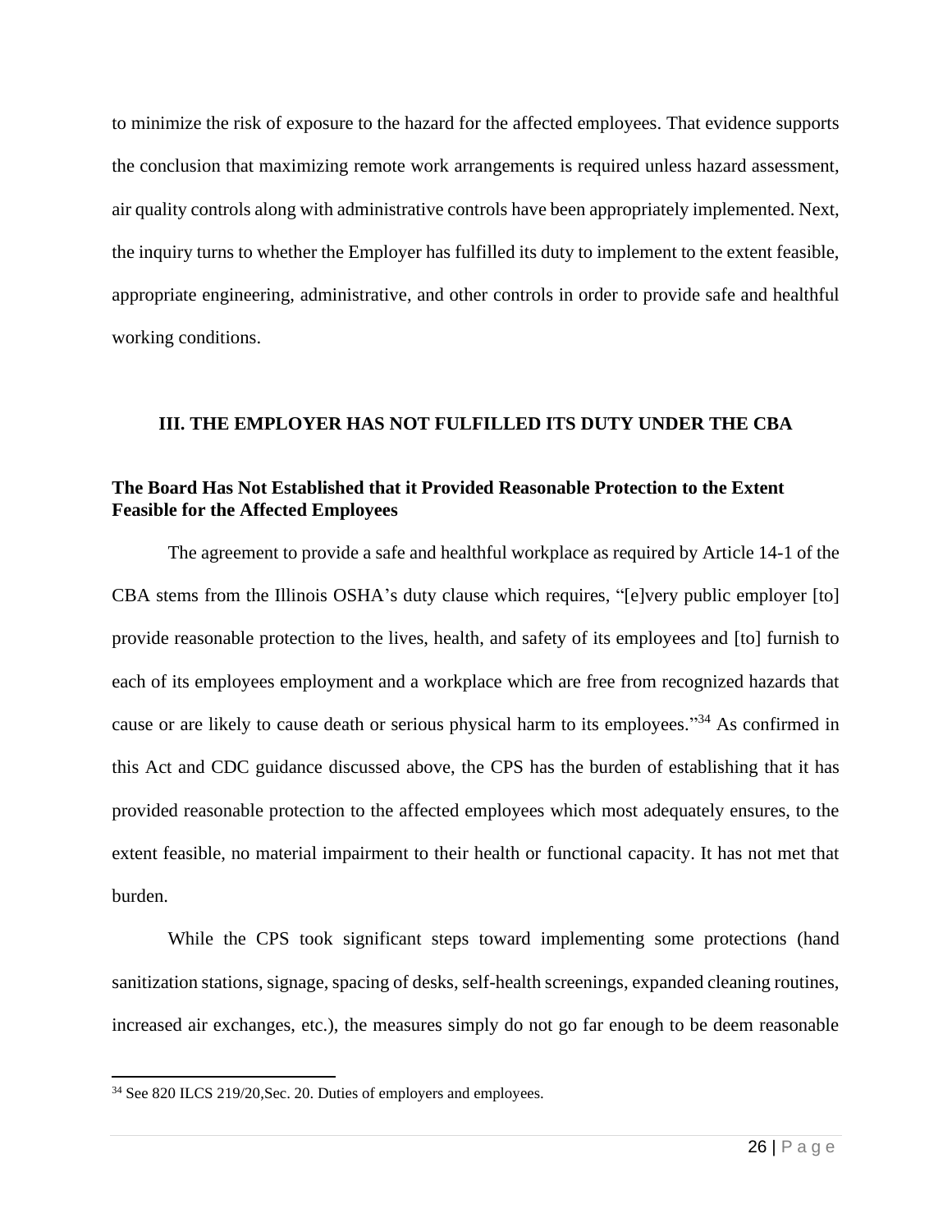to minimize the risk of exposure to the hazard for the affected employees. That evidence supports the conclusion that maximizing remote work arrangements is required unless hazard assessment, air quality controls along with administrative controls have been appropriately implemented. Next, the inquiry turns to whether the Employer has fulfilled its duty to implement to the extent feasible, appropriate engineering, administrative, and other controls in order to provide safe and healthful working conditions.

## III. THE EMPLOYER HAS NOT FULFILLED ITS DUTY UNDER THE CBA

### The Board Has Not Established that it Provided Reasonable Protection to the Extent Feasible for the Affected Employees

The agreement to provide a safe and healthful workplace as required by Article 14-1 of the CBA stems from the Illinois OSHA's duty clause which requires, "[e]very public employer [to] provide reasonable protection to the lives, health, and safety of its employees and [to] furnish to each of its employees employment and a workplace which are free from recognized hazards that cause or are likely to cause death or serious physical harm to its employees."[34] As confirmed in this Act and CDC guidance discussed above, the CPS has the burden of establishing that it has provided reasonable protection to the affected employees which most adequately ensures, to the extent feasible, no material impairment to their health or functional capacity. It has not met that burden.

While the CPS took significant steps toward implementing some protections (hand sanitization stations, signage, spacing of desks, self-health screenings, expanded cleaning routines, increased air exchanges, etc.), the measures simply do not go far enough to be deem reasonable

[34] See 820 ILCS 219/20,Sec. 20. Duties of employers and employees.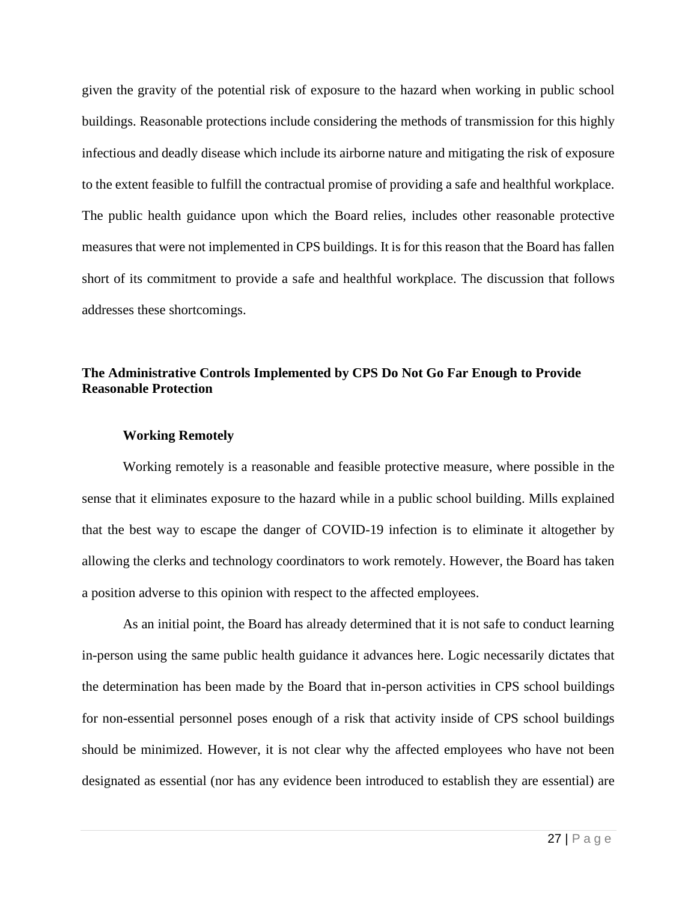given the gravity of the potential risk of exposure to the hazard when working in public school buildings. Reasonable protections include considering the methods of transmission for this highly infectious and deadly disease which include its airborne nature and mitigating the risk of exposure to the extent feasible to fulfill the contractual promise of providing a safe and healthful workplace. The public health guidance upon which the Board relies, includes other reasonable protective measures that were not implemented in CPS buildings. It is for this reason that the Board has fallen short of its commitment to provide a safe and healthful workplace. The discussion that follows addresses these shortcomings.

**The Administrative Controls Implemented by CPS Do Not Go Far Enough to Provide Reasonable Protection**

**Working Remotely**

Working remotely is a reasonable and feasible protective measure, where possible in the sense that it eliminates exposure to the hazard while in a public school building. Mills explained that the best way to escape the danger of COVID-19 infection is to eliminate it altogether by allowing the clerks and technology coordinators to work remotely. However, the Board has taken a position adverse to this opinion with respect to the affected employees.

As an initial point, the Board has already determined that it is not safe to conduct learning in-person using the same public health guidance it advances here. Logic necessarily dictates that the determination has been made by the Board that in-person activities in CPS school buildings for non-essential personnel poses enough of a risk that activity inside of CPS school buildings should be minimized. However, it is not clear why the affected employees who have not been designated as essential (nor has any evidence been introduced to establish they are essential) are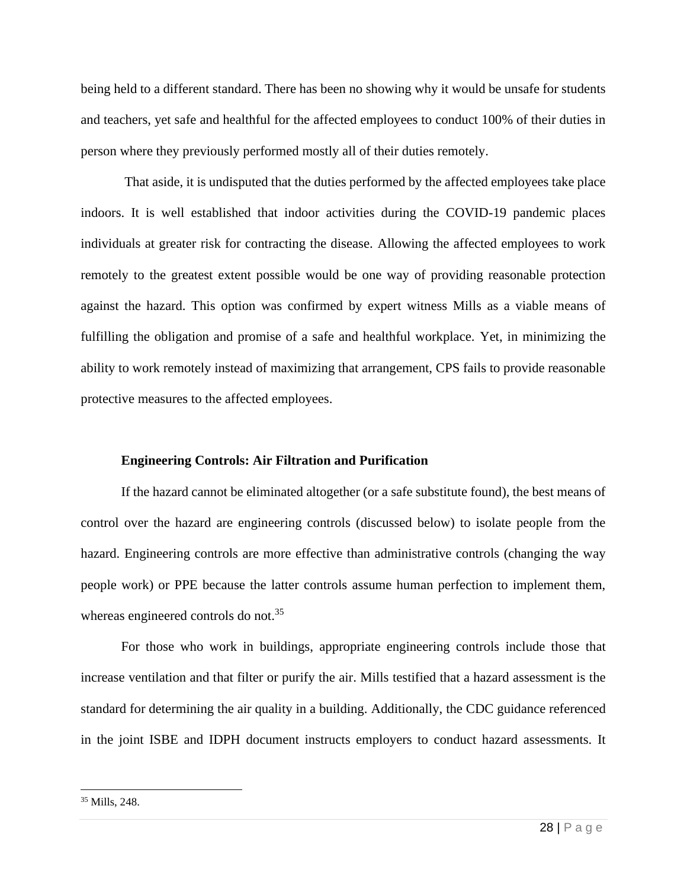being held to a different standard. There has been no showing why it would be unsafe for students and teachers, yet safe and healthful for the affected employees to conduct 100% of their duties in person where they previously performed mostly all of their duties remotely.

That aside, it is undisputed that the duties performed by the affected employees take place indoors. It is well established that indoor activities during the COVID-19 pandemic places individuals at greater risk for contracting the disease. Allowing the affected employees to work remotely to the greatest extent possible would be one way of providing reasonable protection against the hazard. This option was confirmed by expert witness Mills as a viable means of fulfilling the obligation and promise of a safe and healthful workplace. Yet, in minimizing the ability to work remotely instead of maximizing that arrangement, CPS fails to provide reasonable protective measures to the affected employees.

**Engineering Controls: Air Filtration and Purification**

If the hazard cannot be eliminated altogether (or a safe substitute found), the best means of control over the hazard are engineering controls (discussed below) to isolate people from the hazard. Engineering controls are more effective than administrative controls (changing the way people work) or PPE because the latter controls assume human perfection to implement them, whereas engineered controls do not.[35]

For those who work in buildings, appropriate engineering controls include those that increase ventilation and that filter or purify the air. Mills testified that a hazard assessment is the standard for determining the air quality in a building. Additionally, the CDC guidance referenced in the joint ISBE and IDPH document instructs employers to conduct hazard assessments. It

[35] Mills, 248.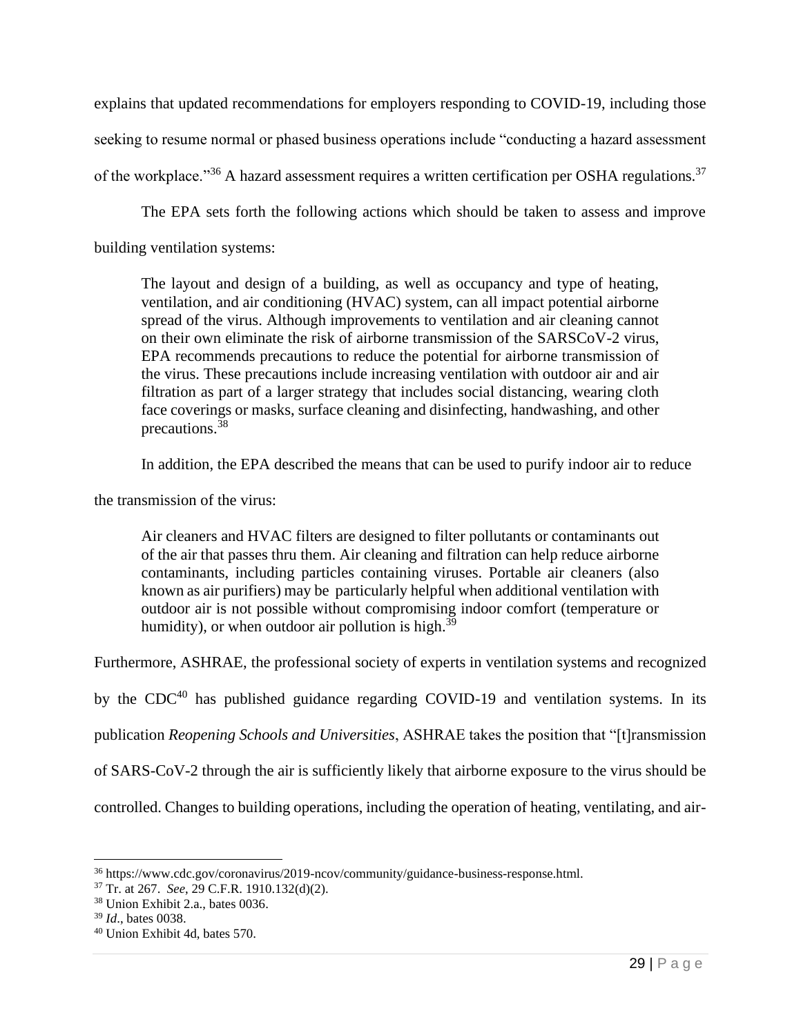explains that updated recommendations for employers responding to COVID-19, including those seeking to resume normal or phased business operations include "conducting a hazard assessment of the workplace."[36] A hazard assessment requires a written certification per OSHA regulations.[37]

The EPA sets forth the following actions which should be taken to assess and improve building ventilation systems:

> The layout and design of a building, as well as occupancy and type of heating, ventilation, and air conditioning (HVAC) system, can all impact potential airborne spread of the virus. Although improvements to ventilation and air cleaning cannot on their own eliminate the risk of airborne transmission of the SARSCoV-2 virus, EPA recommends precautions to reduce the potential for airborne transmission of the virus. These precautions include increasing ventilation with outdoor air and air filtration as part of a larger strategy that includes social distancing, wearing cloth face coverings or masks, surface cleaning and disinfecting, handwashing, and other precautions.[38]

In addition, the EPA described the means that can be used to purify indoor air to reduce the transmission of the virus:

> Air cleaners and HVAC filters are designed to filter pollutants or contaminants out of the air that passes thru them. Air cleaning and filtration can help reduce airborne contaminants, including particles containing viruses. Portable air cleaners (also known as air purifiers) may be particularly helpful when additional ventilation with outdoor air is not possible without compromising indoor comfort (temperature or humidity), or when outdoor air pollution is high.[39]

Furthermore, ASHRAE, the professional society of experts in ventilation systems and recognized by the CDC[40] has published guidance regarding COVID-19 and ventilation systems. In its publication *Reopening Schools and Universities*, ASHRAE takes the position that "[t]ransmission of SARS-CoV-2 through the air is sufficiently likely that airborne exposure to the virus should be controlled. Changes to building operations, including the operation of heating, ventilating, and air-

---

[36] https://www.cdc.gov/coronavirus/2019-ncov/community/guidance-business-response.html.

[37] Tr. at 267. *See*, 29 C.F.R. 1910.132(d)(2).

[38] Union Exhibit 2.a., bates 0036.

[39] *Id*., bates 0038.

[40] Union Exhibit 4d, bates 570.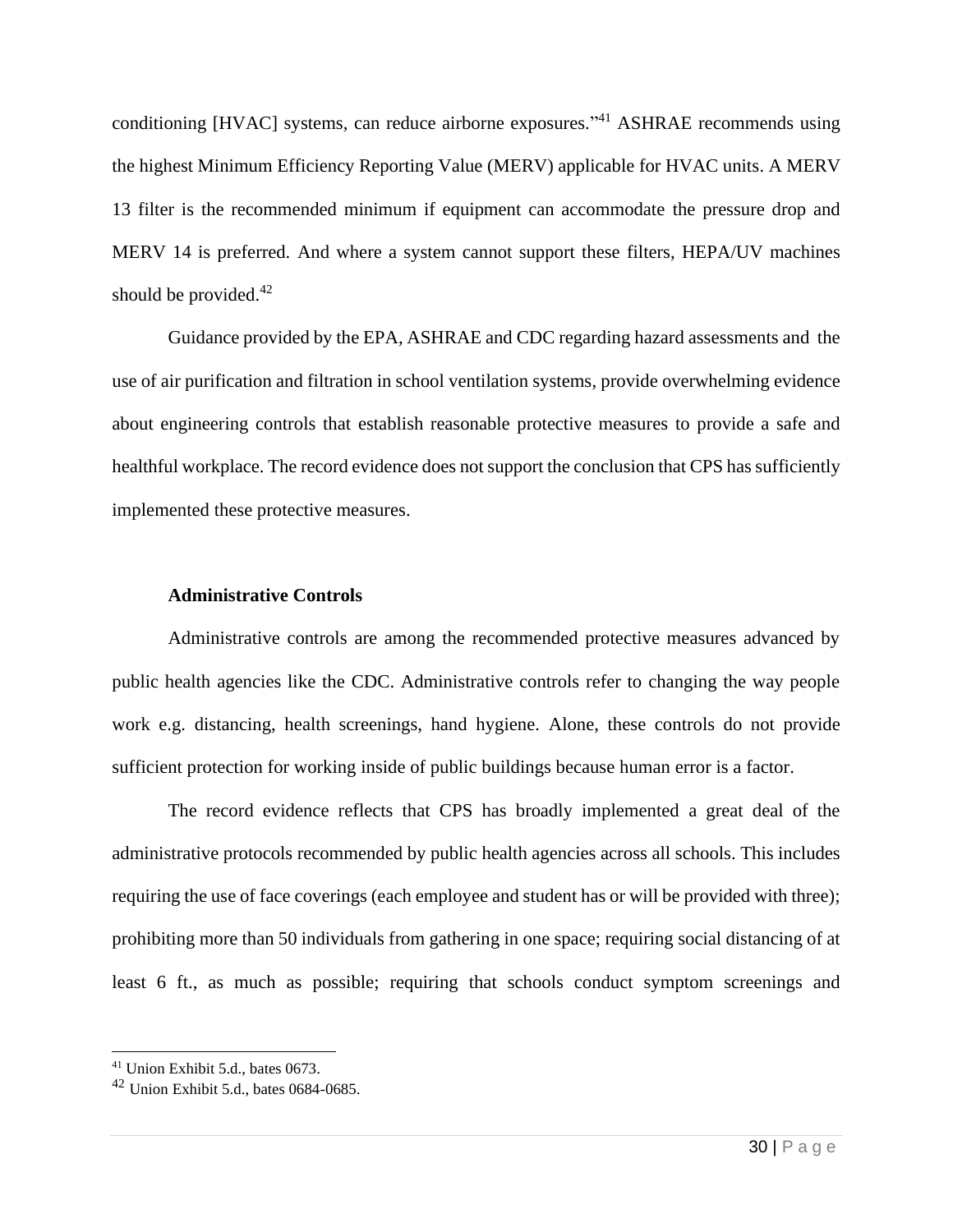conditioning [HVAC] systems, can reduce airborne exposures."[41] ASHRAE recommends using the highest Minimum Efficiency Reporting Value (MERV) applicable for HVAC units. A MERV 13 filter is the recommended minimum if equipment can accommodate the pressure drop and MERV 14 is preferred. And where a system cannot support these filters, HEPA/UV machines should be provided.[42]

Guidance provided by the EPA, ASHRAE and CDC regarding hazard assessments and the use of air purification and filtration in school ventilation systems, provide overwhelming evidence about engineering controls that establish reasonable protective measures to provide a safe and healthful workplace. The record evidence does not support the conclusion that CPS has sufficiently implemented these protective measures.

**Administrative Controls**

Administrative controls are among the recommended protective measures advanced by public health agencies like the CDC. Administrative controls refer to changing the way people work e.g. distancing, health screenings, hand hygiene. Alone, these controls do not provide sufficient protection for working inside of public buildings because human error is a factor.

The record evidence reflects that CPS has broadly implemented a great deal of the administrative protocols recommended by public health agencies across all schools. This includes requiring the use of face coverings (each employee and student has or will be provided with three); prohibiting more than 50 individuals from gathering in one space; requiring social distancing of at least 6 ft., as much as possible; requiring that schools conduct symptom screenings and

---

[41] Union Exhibit 5.d., bates 0673.

[42] Union Exhibit 5.d., bates 0684-0685.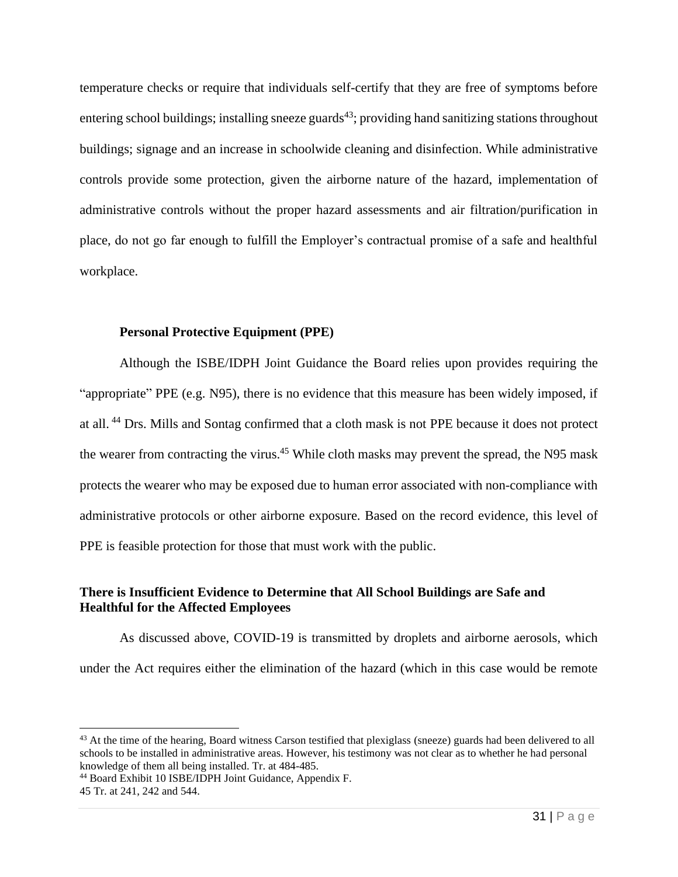temperature checks or require that individuals self-certify that they are free of symptoms before entering school buildings; installing sneeze guards[43]; providing hand sanitizing stations throughout buildings; signage and an increase in schoolwide cleaning and disinfection. While administrative controls provide some protection, given the airborne nature of the hazard, implementation of administrative controls without the proper hazard assessments and air filtration/purification in place, do not go far enough to fulfill the Employer's contractual promise of a safe and healthful workplace.

**Personal Protective Equipment (PPE)**

Although the ISBE/IDPH Joint Guidance the Board relies upon provides requiring the "appropriate" PPE (e.g. N95), there is no evidence that this measure has been widely imposed, if at all.[44] Drs. Mills and Sontag confirmed that a cloth mask is not PPE because it does not protect the wearer from contracting the virus.[45] While cloth masks may prevent the spread, the N95 mask protects the wearer who may be exposed due to human error associated with non-compliance with administrative protocols or other airborne exposure. Based on the record evidence, this level of PPE is feasible protection for those that must work with the public.

**There is Insufficient Evidence to Determine that All School Buildings are Safe and Healthful for the Affected Employees**

As discussed above, COVID-19 is transmitted by droplets and airborne aerosols, which under the Act requires either the elimination of the hazard (which in this case would be remote

---

[43] At the time of the hearing, Board witness Carson testified that plexiglass (sneeze) guards had been delivered to all schools to be installed in administrative areas. However, his testimony was not clear as to whether he had personal knowledge of them all being installed. Tr. at 484-485.

[44] Board Exhibit 10 ISBE/IDPH Joint Guidance, Appendix F.

[45] Tr. at 241, 242 and 544.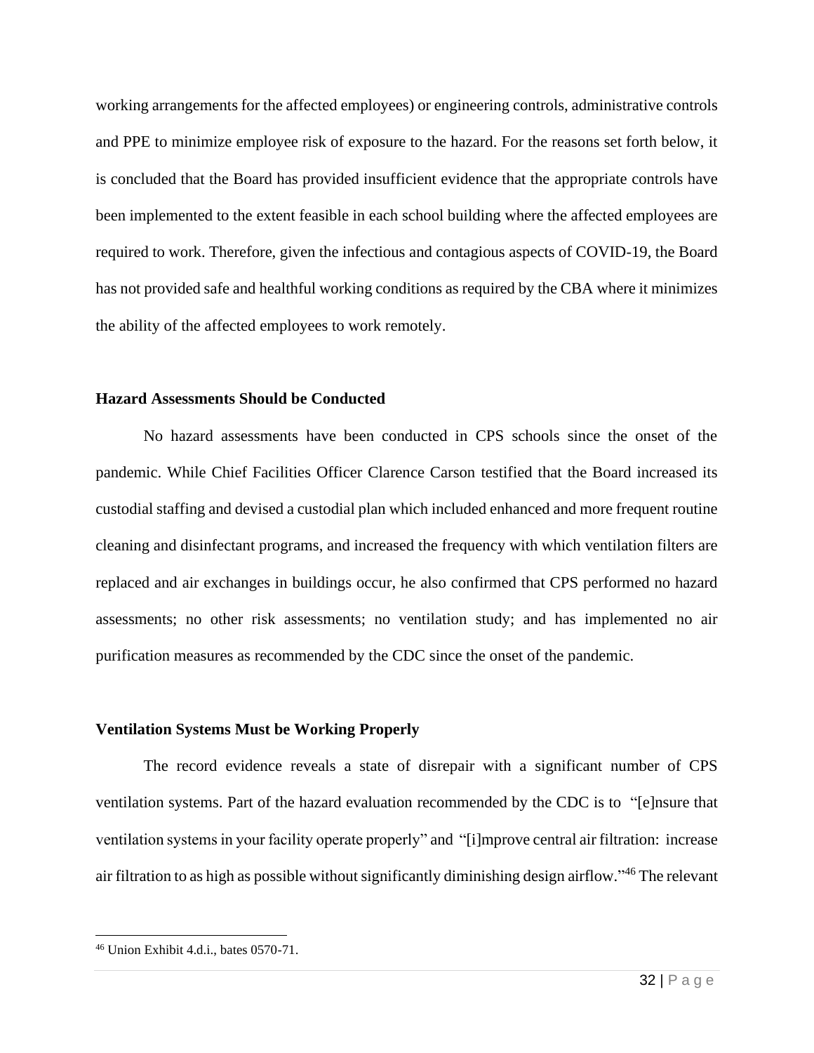working arrangements for the affected employees) or engineering controls, administrative controls and PPE to minimize employee risk of exposure to the hazard. For the reasons set forth below, it is concluded that the Board has provided insufficient evidence that the appropriate controls have been implemented to the extent feasible in each school building where the affected employees are required to work. Therefore, given the infectious and contagious aspects of COVID-19, the Board has not provided safe and healthful working conditions as required by the CBA where it minimizes the ability of the affected employees to work remotely.

**Hazard Assessments Should be Conducted**

No hazard assessments have been conducted in CPS schools since the onset of the pandemic. While Chief Facilities Officer Clarence Carson testified that the Board increased its custodial staffing and devised a custodial plan which included enhanced and more frequent routine cleaning and disinfectant programs, and increased the frequency with which ventilation filters are replaced and air exchanges in buildings occur, he also confirmed that CPS performed no hazard assessments; no other risk assessments; no ventilation study; and has implemented no air purification measures as recommended by the CDC since the onset of the pandemic.

**Ventilation Systems Must be Working Properly**

The record evidence reveals a state of disrepair with a significant number of CPS ventilation systems. Part of the hazard evaluation recommended by the CDC is to "[e]nsure that ventilation systems in your facility operate properly" and "[i]mprove central air filtration: increase air filtration to as high as possible without significantly diminishing design airflow."[46] The relevant

[46] Union Exhibit 4.d.i., bates 0570-71.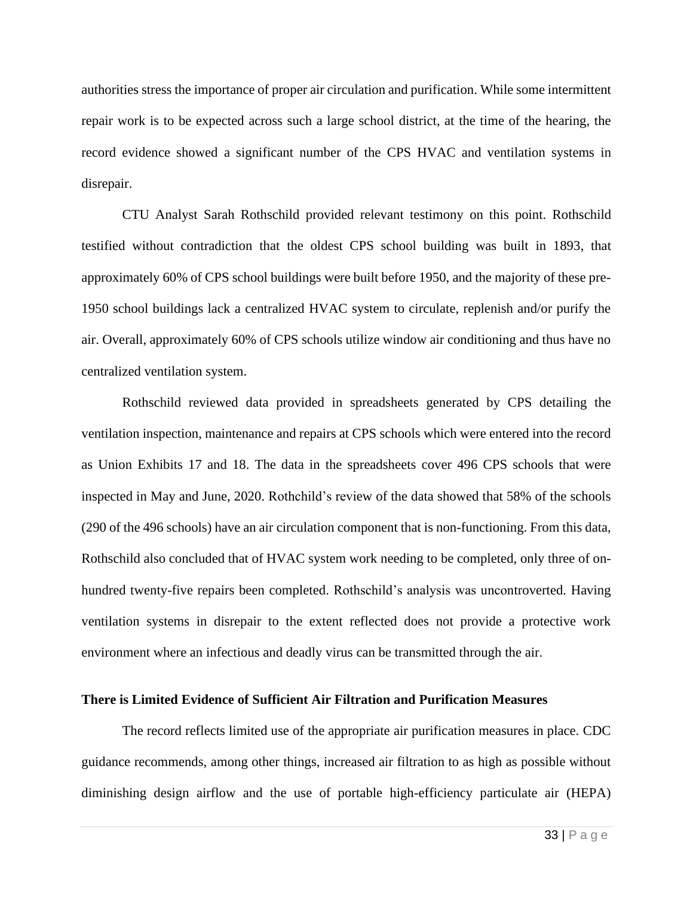authorities stress the importance of proper air circulation and purification. While some intermittent repair work is to be expected across such a large school district, at the time of the hearing, the record evidence showed a significant number of the CPS HVAC and ventilation systems in disrepair.

CTU Analyst Sarah Rothschild provided relevant testimony on this point. Rothschild testified without contradiction that the oldest CPS school building was built in 1893, that approximately 60% of CPS school buildings were built before 1950, and the majority of these pre-1950 school buildings lack a centralized HVAC system to circulate, replenish and/or purify the air. Overall, approximately 60% of CPS schools utilize window air conditioning and thus have no centralized ventilation system.

Rothschild reviewed data provided in spreadsheets generated by CPS detailing the ventilation inspection, maintenance and repairs at CPS schools which were entered into the record as Union Exhibits 17 and 18. The data in the spreadsheets cover 496 CPS schools that were inspected in May and June, 2020. Rothchild's review of the data showed that 58% of the schools (290 of the 496 schools) have an air circulation component that is non-functioning. From this data, Rothschild also concluded that of HVAC system work needing to be completed, only three of on-hundred twenty-five repairs been completed. Rothschild's analysis was uncontroverted. Having ventilation systems in disrepair to the extent reflected does not provide a protective work environment where an infectious and deadly virus can be transmitted through the air.

### There is Limited Evidence of Sufficient Air Filtration and Purification Measures

The record reflects limited use of the appropriate air purification measures in place. CDC guidance recommends, among other things, increased air filtration to as high as possible without diminishing design airflow and the use of portable high-efficiency particulate air (HEPA)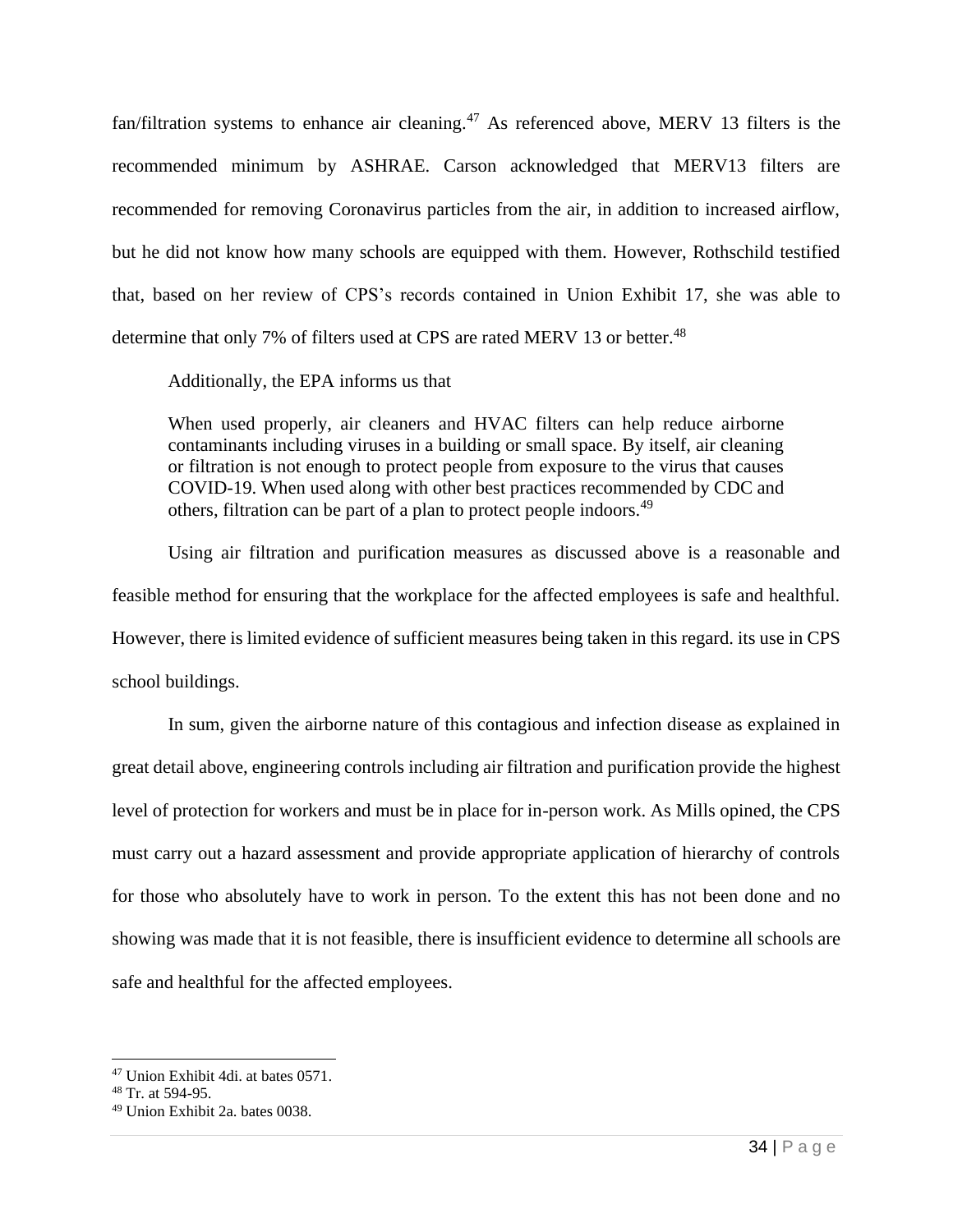fan/filtration systems to enhance air cleaning.[47] As referenced above, MERV 13 filters is the recommended minimum by ASHRAE. Carson acknowledged that MERV13 filters are recommended for removing Coronavirus particles from the air, in addition to increased airflow, but he did not know how many schools are equipped with them. However, Rothschild testified that, based on her review of CPS's records contained in Union Exhibit 17, she was able to determine that only 7% of filters used at CPS are rated MERV 13 or better.[48]

Additionally, the EPA informs us that

> When used properly, air cleaners and HVAC filters can help reduce airborne contaminants including viruses in a building or small space. By itself, air cleaning or filtration is not enough to protect people from exposure to the virus that causes COVID-19. When used along with other best practices recommended by CDC and others, filtration can be part of a plan to protect people indoors.[49]

Using air filtration and purification measures as discussed above is a reasonable and feasible method for ensuring that the workplace for the affected employees is safe and healthful. However, there is limited evidence of sufficient measures being taken in this regard. its use in CPS school buildings.

In sum, given the airborne nature of this contagious and infection disease as explained in great detail above, engineering controls including air filtration and purification provide the highest level of protection for workers and must be in place for in-person work. As Mills opined, the CPS must carry out a hazard assessment and provide appropriate application of hierarchy of controls for those who absolutely have to work in person. To the extent this has not been done and no showing was made that it is not feasible, there is insufficient evidence to determine all schools are safe and healthful for the affected employees.

---

[47] Union Exhibit 4di. at bates 0571.

[48] Tr. at 594-95.

[49] Union Exhibit 2a. bates 0038.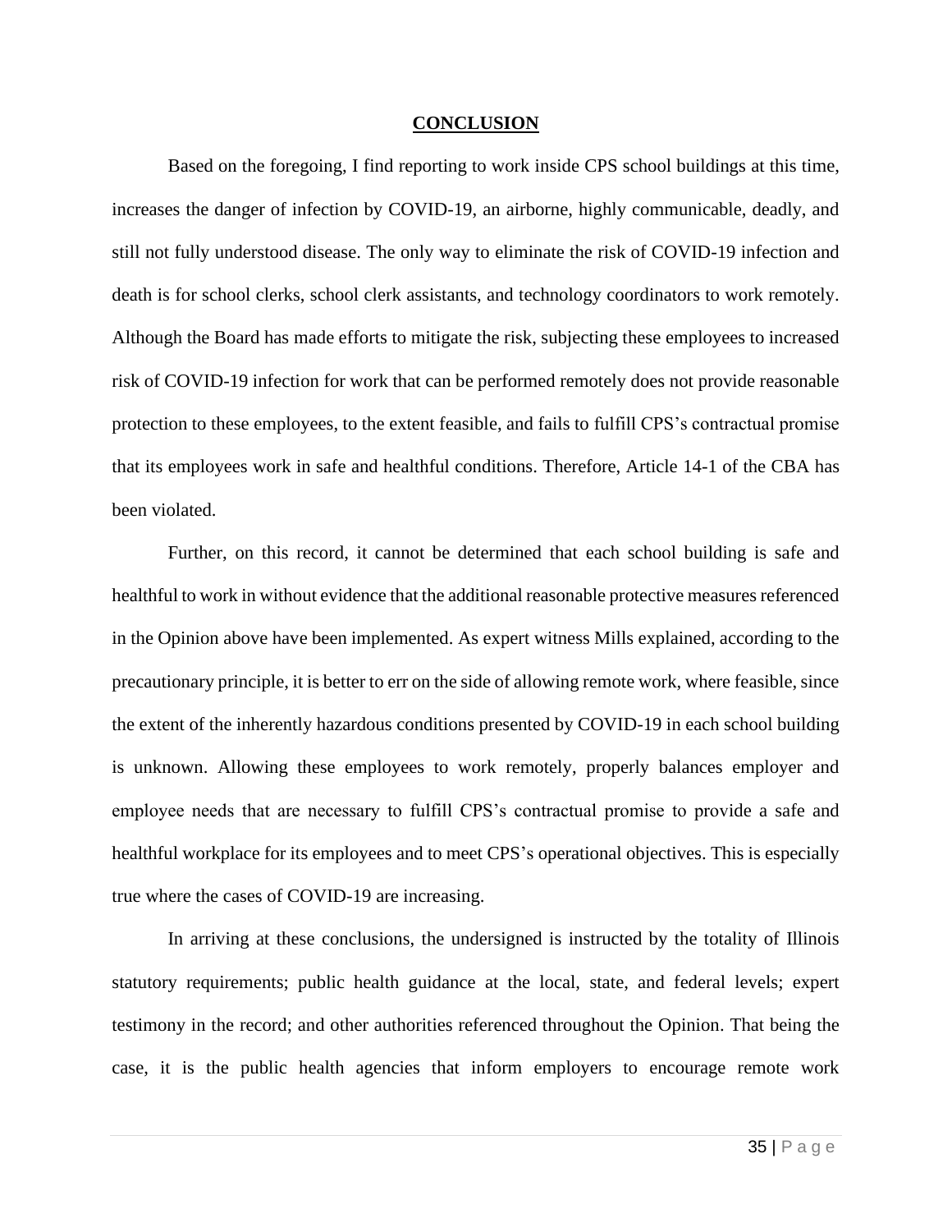**CONCLUSION**

Based on the foregoing, I find reporting to work inside CPS school buildings at this time, increases the danger of infection by COVID-19, an airborne, highly communicable, deadly, and still not fully understood disease. The only way to eliminate the risk of COVID-19 infection and death is for school clerks, school clerk assistants, and technology coordinators to work remotely. Although the Board has made efforts to mitigate the risk, subjecting these employees to increased risk of COVID-19 infection for work that can be performed remotely does not provide reasonable protection to these employees, to the extent feasible, and fails to fulfill CPS's contractual promise that its employees work in safe and healthful conditions. Therefore, Article 14-1 of the CBA has been violated.

Further, on this record, it cannot be determined that each school building is safe and healthful to work in without evidence that the additional reasonable protective measures referenced in the Opinion above have been implemented. As expert witness Mills explained, according to the precautionary principle, it is better to err on the side of allowing remote work, where feasible, since the extent of the inherently hazardous conditions presented by COVID-19 in each school building is unknown. Allowing these employees to work remotely, properly balances employer and employee needs that are necessary to fulfill CPS's contractual promise to provide a safe and healthful workplace for its employees and to meet CPS's operational objectives. This is especially true where the cases of COVID-19 are increasing.

In arriving at these conclusions, the undersigned is instructed by the totality of Illinois statutory requirements; public health guidance at the local, state, and federal levels; expert testimony in the record; and other authorities referenced throughout the Opinion. That being the case, it is the public health agencies that inform employers to encourage remote work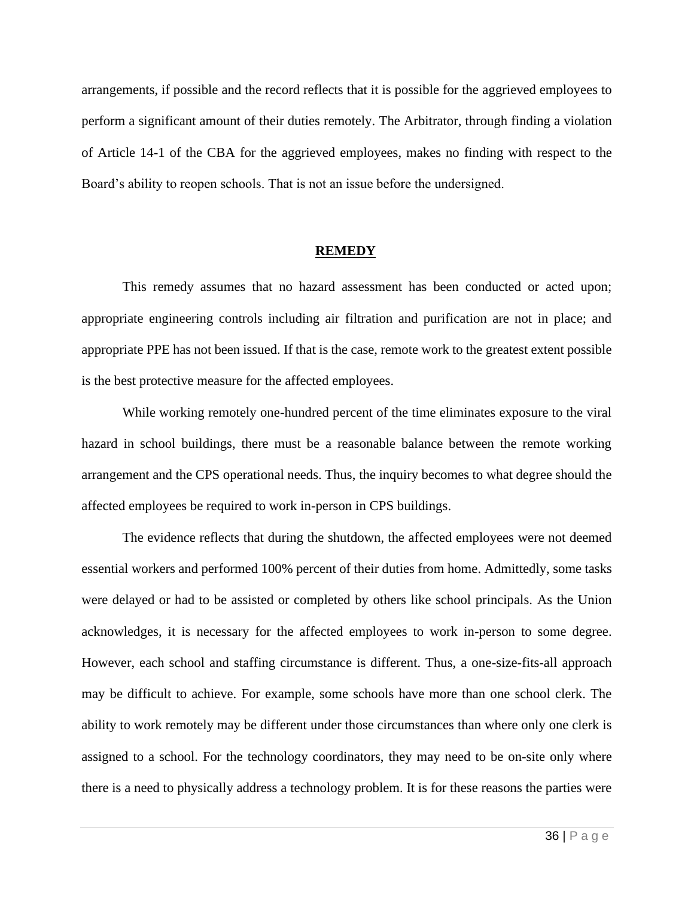arrangements, if possible and the record reflects that it is possible for the aggrieved employees to perform a significant amount of their duties remotely. The Arbitrator, through finding a violation of Article 14-1 of the CBA for the aggrieved employees, makes no finding with respect to the Board's ability to reopen schools. That is not an issue before the undersigned.

## REMEDY

This remedy assumes that no hazard assessment has been conducted or acted upon; appropriate engineering controls including air filtration and purification are not in place; and appropriate PPE has not been issued. If that is the case, remote work to the greatest extent possible is the best protective measure for the affected employees.

While working remotely one-hundred percent of the time eliminates exposure to the viral hazard in school buildings, there must be a reasonable balance between the remote working arrangement and the CPS operational needs. Thus, the inquiry becomes to what degree should the affected employees be required to work in-person in CPS buildings.

The evidence reflects that during the shutdown, the affected employees were not deemed essential workers and performed 100% percent of their duties from home. Admittedly, some tasks were delayed or had to be assisted or completed by others like school principals. As the Union acknowledges, it is necessary for the affected employees to work in-person to some degree. However, each school and staffing circumstance is different. Thus, a one-size-fits-all approach may be difficult to achieve. For example, some schools have more than one school clerk. The ability to work remotely may be different under those circumstances than where only one clerk is assigned to a school. For the technology coordinators, they may need to be on-site only where there is a need to physically address a technology problem. It is for these reasons the parties were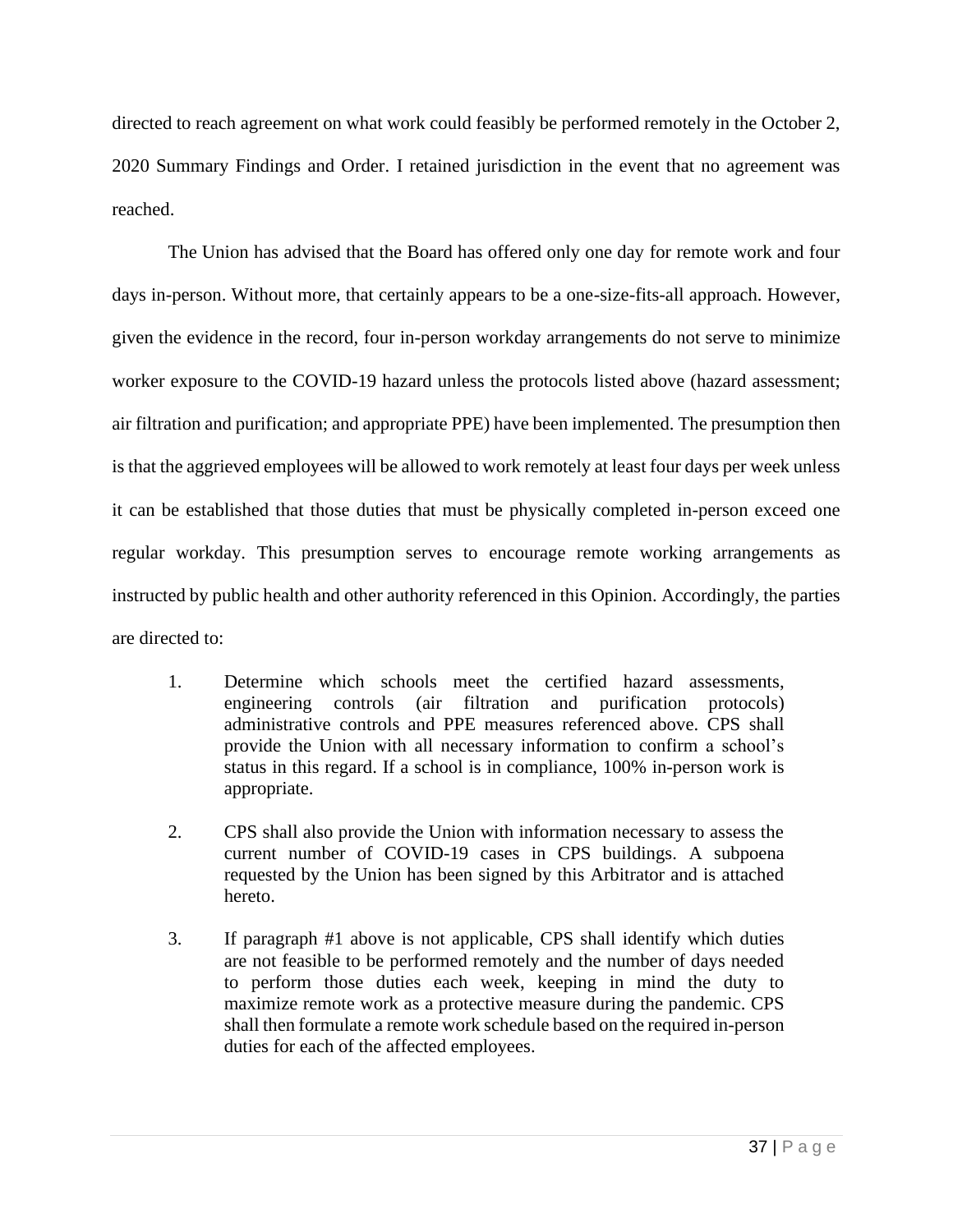directed to reach agreement on what work could feasibly be performed remotely in the October 2, 2020 Summary Findings and Order. I retained jurisdiction in the event that no agreement was reached.

The Union has advised that the Board has offered only one day for remote work and four days in-person. Without more, that certainly appears to be a one-size-fits-all approach. However, given the evidence in the record, four in-person workday arrangements do not serve to minimize worker exposure to the COVID-19 hazard unless the protocols listed above (hazard assessment; air filtration and purification; and appropriate PPE) have been implemented. The presumption then is that the aggrieved employees will be allowed to work remotely at least four days per week unless it can be established that those duties that must be physically completed in-person exceed one regular workday. This presumption serves to encourage remote working arrangements as instructed by public health and other authority referenced in this Opinion. Accordingly, the parties are directed to:

1. Determine which schools meet the certified hazard assessments, engineering controls (air filtration and purification protocols) administrative controls and PPE measures referenced above. CPS shall provide the Union with all necessary information to confirm a school's status in this regard. If a school is in compliance, 100% in-person work is appropriate.

2. CPS shall also provide the Union with information necessary to assess the current number of COVID-19 cases in CPS buildings. A subpoena requested by the Union has been signed by this Arbitrator and is attached hereto.

3. If paragraph #1 above is not applicable, CPS shall identify which duties are not feasible to be performed remotely and the number of days needed to perform those duties each week, keeping in mind the duty to maximize remote work as a protective measure during the pandemic. CPS shall then formulate a remote work schedule based on the required in-person duties for each of the affected employees.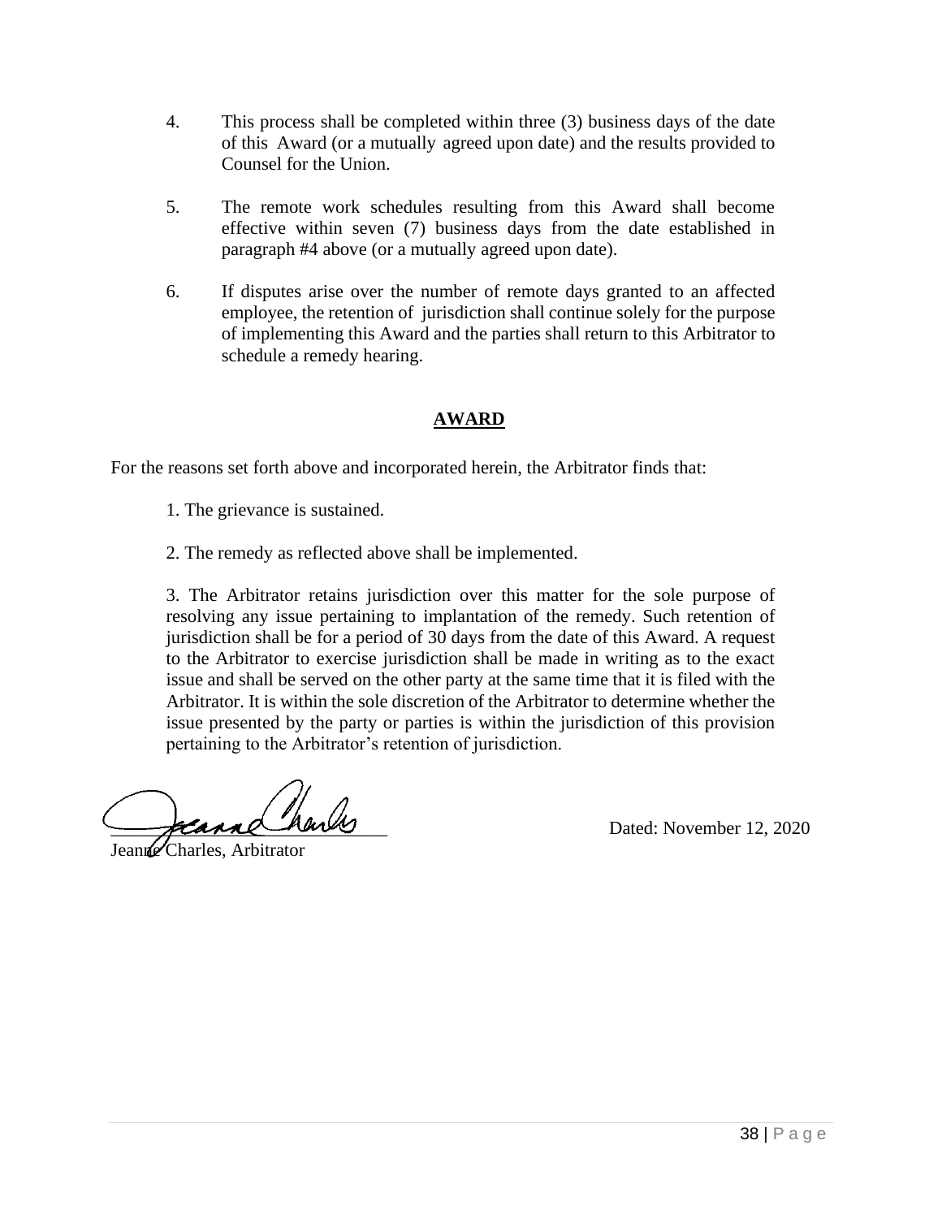4. This process shall be completed within three (3) business days of the date of this Award (or a mutually agreed upon date) and the results provided to Counsel for the Union.

5. The remote work schedules resulting from this Award shall become effective within seven (7) business days from the date established in paragraph #4 above (or a mutually agreed upon date).

6. If disputes arise over the number of remote days granted to an affected employee, the retention of jurisdiction shall continue solely for the purpose of implementing this Award and the parties shall return to this Arbitrator to schedule a remedy hearing.

## AWARD

For the reasons set forth above and incorporated herein, the Arbitrator finds that:

1. The grievance is sustained.

2. The remedy as reflected above shall be implemented.

3. The Arbitrator retains jurisdiction over this matter for the sole purpose of resolving any issue pertaining to implantation of the remedy. Such retention of jurisdiction shall be for a period of 30 days from the date of this Award. A request to the Arbitrator to exercise jurisdiction shall be made in writing as to the exact issue and shall be served on the other party at the same time that it is filed with the Arbitrator. It is within the sole discretion of the Arbitrator to determine whether the issue presented by the party or parties is within the jurisdiction of this provision pertaining to the Arbitrator's retention of jurisdiction.

Jeanne Charles, Arbitrator

Dated: November 12, 2020